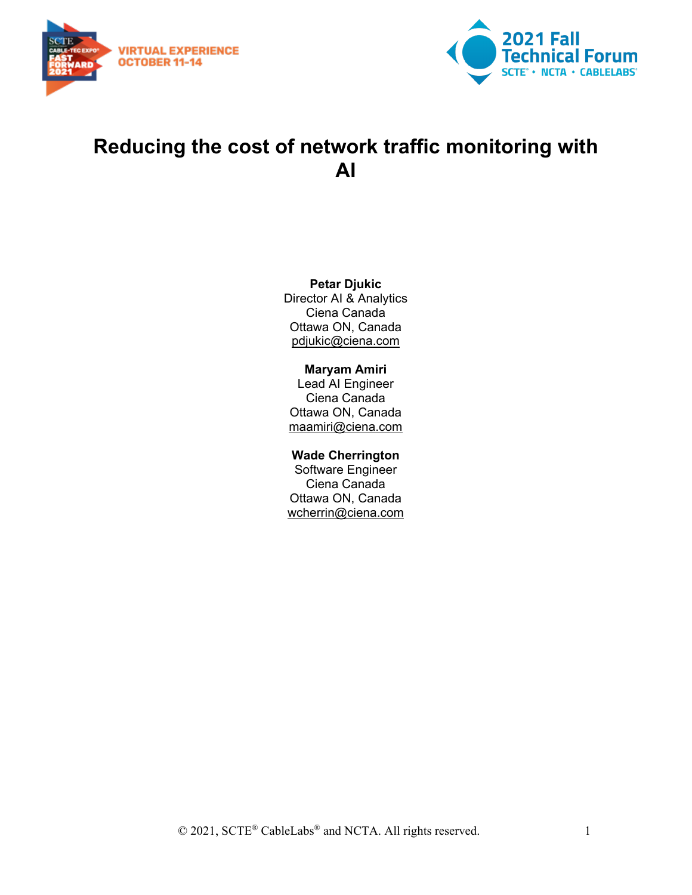# Reducing the cost of network traffic monitoring with AI

**Petar Djukic**
Director AI & Analytics
Ciena Canada
Ottawa ON, Canada
pdjukic@ciena.com

**Maryam Amiri**
Lead AI Engineer
Ciena Canada
Ottawa ON, Canada
maamiri@ciena.com

**Wade Cherrington**
Software Engineer
Ciena Canada
Ottawa ON, Canada
wcherrin@ciena.com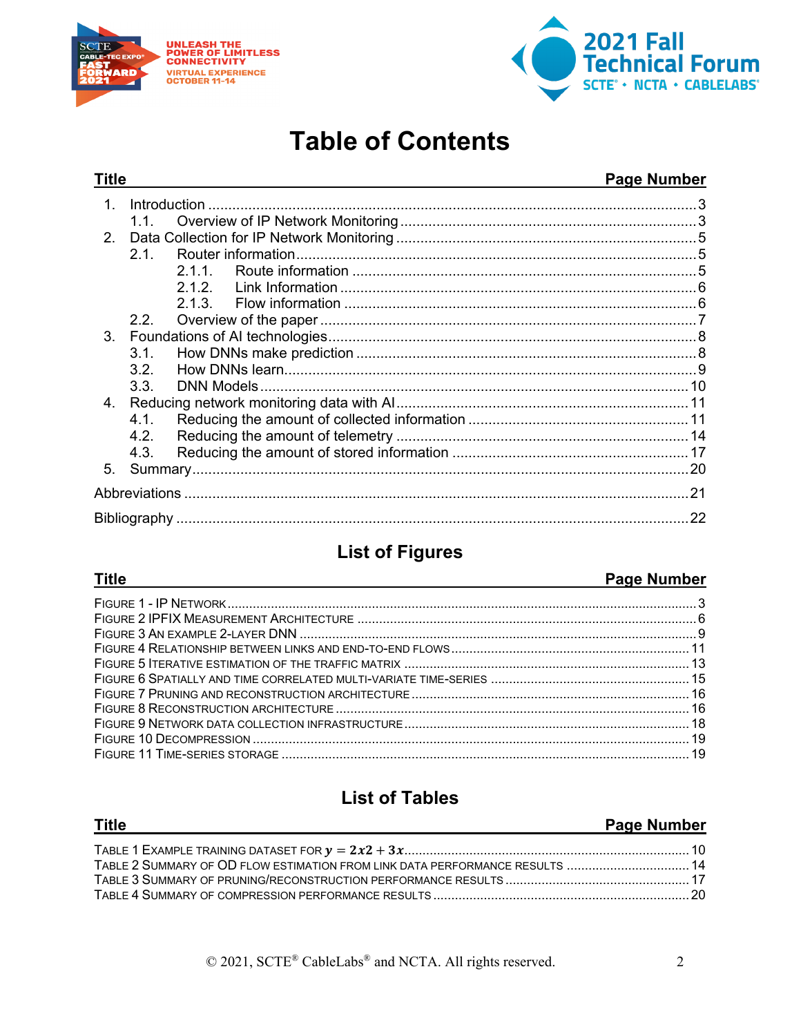# Table of Contents

| Title | Page Number |
|---|---|
| 1. Introduction | 3 |
| 1.1. Overview of IP Network Monitoring | 3 |
| 2. Data Collection for IP Network Monitoring | 5 |
| 2.1. Router information | 5 |
| 2.1.1. Route information | 5 |
| 2.1.2. Link Information | 6 |
| 2.1.3. Flow information | 6 |
| 2.2. Overview of the paper | 7 |
| 3. Foundations of AI technologies | 8 |
| 3.1. How DNNs make prediction | 8 |
| 3.2. How DNNs learn | 9 |
| 3.3. DNN Models | 10 |
| 4. Reducing network monitoring data with AI | 11 |
| 4.1. Reducing the amount of collected information | 11 |
| 4.2. Reducing the amount of telemetry | 14 |
| 4.3. Reducing the amount of stored information | 17 |
| 5. Summary | 20 |
| Abbreviations | 21 |
| Bibliography | 22 |

## List of Figures

| Title | Page Number |
|---|---|
| Figure 1 - IP Network | 3 |
| Figure 2 IPFIX Measurement Architecture | 6 |
| Figure 3 An example 2-layer DNN | 9 |
| Figure 4 Relationship between links and end-to-end flows | 11 |
| Figure 5 Iterative estimation of the traffic matrix | 13 |
| Figure 6 Spatially and time correlated multi-variate time-series | 15 |
| Figure 7 Pruning and reconstruction architecture | 16 |
| Figure 8 Reconstruction architecture | 16 |
| Figure 9 Network data collection infrastructure | 18 |
| Figure 10 Decompression | 19 |
| Figure 11 Time-series storage | 19 |

## List of Tables

| Title | Page Number |
|---|---|
| Table 1 Example training dataset for $y = 2x2 + 3x$ | 10 |
| Table 2 Summary of OD flow estimation from link data performance results | 14 |
| Table 3 Summary of pruning/reconstruction performance results | 17 |
| Table 4 Summary of compression performance results | 20 |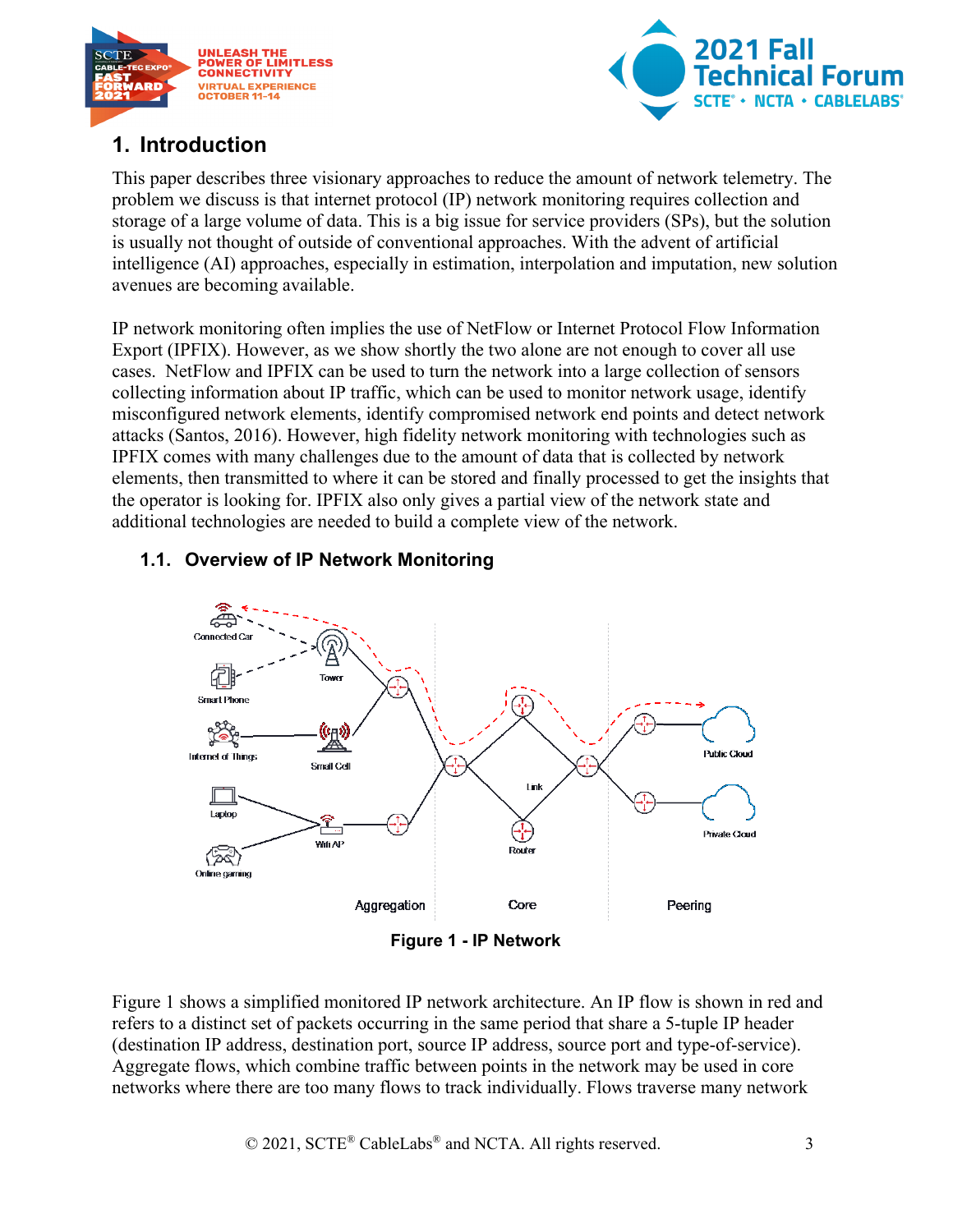# 1. Introduction

This paper describes three visionary approaches to reduce the amount of network telemetry. The problem we discuss is that internet protocol (IP) network monitoring requires collection and storage of a large volume of data. This is a big issue for service providers (SPs), but the solution is usually not thought of outside of conventional approaches. With the advent of artificial intelligence (AI) approaches, especially in estimation, interpolation and imputation, new solution avenues are becoming available.

IP network monitoring often implies the use of NetFlow or Internet Protocol Flow Information Export (IPFIX). However, as we show shortly the two alone are not enough to cover all use cases. NetFlow and IPFIX can be used to turn the network into a large collection of sensors collecting information about IP traffic, which can be used to monitor network usage, identify misconfigured network elements, identify compromised network end points and detect network attacks (Santos, 2016). However, high fidelity network monitoring with technologies such as IPFIX comes with many challenges due to the amount of data that is collected by network elements, then transmitted to where it can be stored and finally processed to get the insights that the operator is looking for. IPFIX also only gives a partial view of the network state and additional technologies are needed to build a complete view of the network.

## 1.1. Overview of IP Network Monitoring

**Figure 1 - IP Network**

Figure 1 shows a simplified monitored IP network architecture. An IP flow is shown in red and refers to a distinct set of packets occurring in the same period that share a 5-tuple IP header (destination IP address, destination port, source IP address, source port and type-of-service). Aggregate flows, which combine traffic between points in the network may be used in core networks where there are too many flows to track individually. Flows traverse many network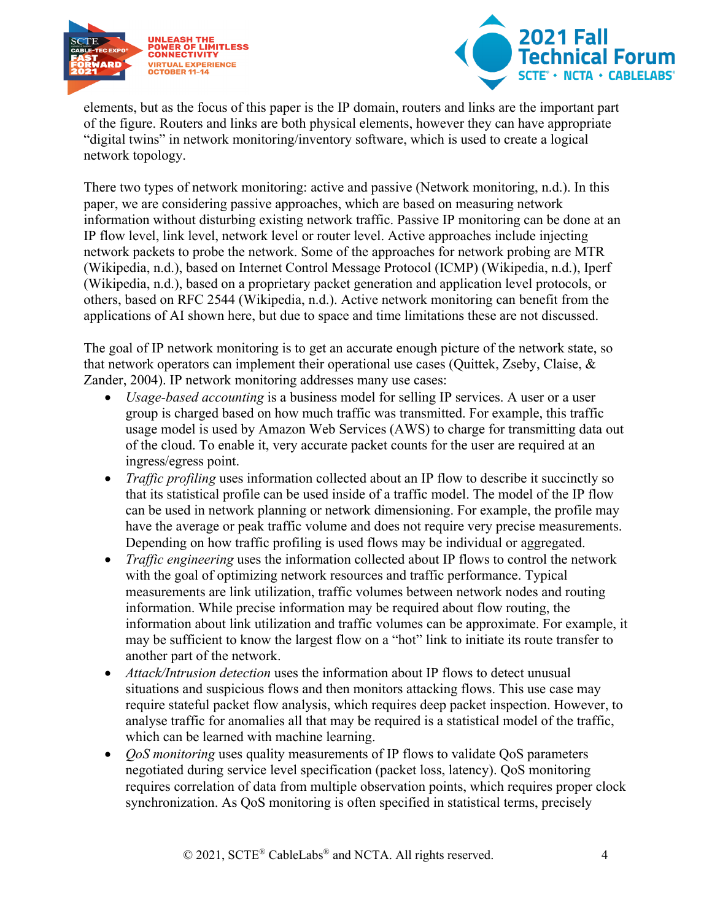elements, but as the focus of this paper is the IP domain, routers and links are the important part of the figure. Routers and links are both physical elements, however they can have appropriate "digital twins" in network monitoring/inventory software, which is used to create a logical network topology.

There two types of network monitoring: active and passive (Network monitoring, n.d.). In this paper, we are considering passive approaches, which are based on measuring network information without disturbing existing network traffic. Passive IP monitoring can be done at an IP flow level, link level, network level or router level. Active approaches include injecting network packets to probe the network. Some of the approaches for network probing are MTR (Wikipedia, n.d.), based on Internet Control Message Protocol (ICMP) (Wikipedia, n.d.), Iperf (Wikipedia, n.d.), based on a proprietary packet generation and application level protocols, or others, based on RFC 2544 (Wikipedia, n.d.). Active network monitoring can benefit from the applications of AI shown here, but due to space and time limitations these are not discussed.

The goal of IP network monitoring is to get an accurate enough picture of the network state, so that network operators can implement their operational use cases (Quittek, Zseby, Claise, & Zander, 2004). IP network monitoring addresses many use cases:

- *Usage-based accounting* is a business model for selling IP services. A user or a user group is charged based on how much traffic was transmitted. For example, this traffic usage model is used by Amazon Web Services (AWS) to charge for transmitting data out of the cloud. To enable it, very accurate packet counts for the user are required at an ingress/egress point.
- *Traffic profiling* uses information collected about an IP flow to describe it succinctly so that its statistical profile can be used inside of a traffic model. The model of the IP flow can be used in network planning or network dimensioning. For example, the profile may have the average or peak traffic volume and does not require very precise measurements. Depending on how traffic profiling is used flows may be individual or aggregated.
- *Traffic engineering* uses the information collected about IP flows to control the network with the goal of optimizing network resources and traffic performance. Typical measurements are link utilization, traffic volumes between network nodes and routing information. While precise information may be required about flow routing, the information about link utilization and traffic volumes can be approximate. For example, it may be sufficient to know the largest flow on a "hot" link to initiate its route transfer to another part of the network.
- *Attack/Intrusion detection* uses the information about IP flows to detect unusual situations and suspicious flows and then monitors attacking flows. This use case may require stateful packet flow analysis, which requires deep packet inspection. However, to analyse traffic for anomalies all that may be required is a statistical model of the traffic, which can be learned with machine learning.
- *QoS monitoring* uses quality measurements of IP flows to validate QoS parameters negotiated during service level specification (packet loss, latency). QoS monitoring requires correlation of data from multiple observation points, which requires proper clock synchronization. As QoS monitoring is often specified in statistical terms, precisely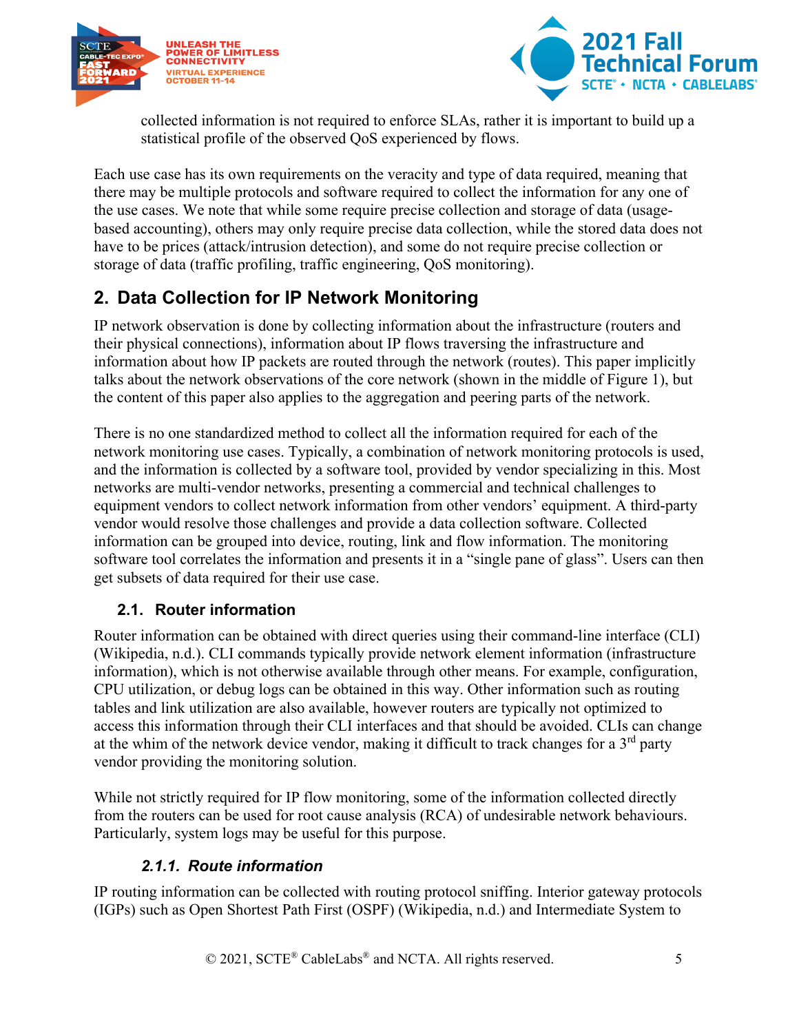collected information is not required to enforce SLAs, rather it is important to build up a statistical profile of the observed QoS experienced by flows.

Each use case has its own requirements on the veracity and type of data required, meaning that there may be multiple protocols and software required to collect the information for any one of the use cases. We note that while some require precise collection and storage of data (usage-based accounting), others may only require precise data collection, while the stored data does not have to be prices (attack/intrusion detection), and some do not require precise collection or storage of data (traffic profiling, traffic engineering, QoS monitoring).

## 2. Data Collection for IP Network Monitoring

IP network observation is done by collecting information about the infrastructure (routers and their physical connections), information about IP flows traversing the infrastructure and information about how IP packets are routed through the network (routes). This paper implicitly talks about the network observations of the core network (shown in the middle of Figure 1), but the content of this paper also applies to the aggregation and peering parts of the network.

There is no one standardized method to collect all the information required for each of the network monitoring use cases. Typically, a combination of network monitoring protocols is used, and the information is collected by a software tool, provided by vendor specializing in this. Most networks are multi-vendor networks, presenting a commercial and technical challenges to equipment vendors to collect network information from other vendors' equipment. A third-party vendor would resolve those challenges and provide a data collection software. Collected information can be grouped into device, routing, link and flow information. The monitoring software tool correlates the information and presents it in a "single pane of glass". Users can then get subsets of data required for their use case.

### 2.1. Router information

Router information can be obtained with direct queries using their command-line interface (CLI) (Wikipedia, n.d.). CLI commands typically provide network element information (infrastructure information), which is not otherwise available through other means. For example, configuration, CPU utilization, or debug logs can be obtained in this way. Other information such as routing tables and link utilization are also available, however routers are typically not optimized to access this information through their CLI interfaces and that should be avoided. CLIs can change at the whim of the network device vendor, making it difficult to track changes for a 3rd party vendor providing the monitoring solution.

While not strictly required for IP flow monitoring, some of the information collected directly from the routers can be used for root cause analysis (RCA) of undesirable network behaviours. Particularly, system logs may be useful for this purpose.

#### *2.1.1. Route information*

IP routing information can be collected with routing protocol sniffing. Interior gateway protocols (IGPs) such as Open Shortest Path First (OSPF) (Wikipedia, n.d.) and Intermediate System to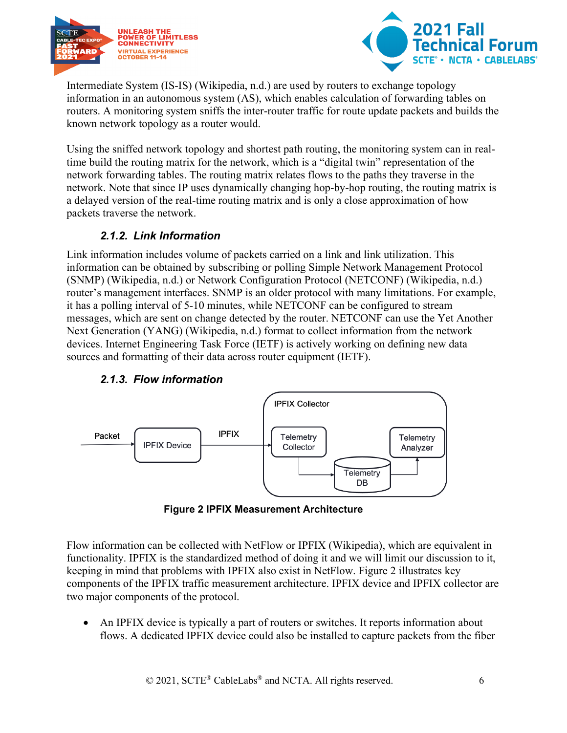Intermediate System (IS-IS) (Wikipedia, n.d.) are used by routers to exchange topology information in an autonomous system (AS), which enables calculation of forwarding tables on routers. A monitoring system sniffs the inter-router traffic for route update packets and builds the known network topology as a router would.

Using the sniffed network topology and shortest path routing, the monitoring system can in real-time build the routing matrix for the network, which is a "digital twin" representation of the network forwarding tables. The routing matrix relates flows to the paths they traverse in the network. Note that since IP uses dynamically changing hop-by-hop routing, the routing matrix is a delayed version of the real-time routing matrix and is only a close approximation of how packets traverse the network.

### *2.1.2. Link Information*

Link information includes volume of packets carried on a link and link utilization. This information can be obtained by subscribing or polling Simple Network Management Protocol (SNMP) (Wikipedia, n.d.) or Network Configuration Protocol (NETCONF) (Wikipedia, n.d.) router's management interfaces. SNMP is an older protocol with many limitations. For example, it has a polling interval of 5-10 minutes, while NETCONF can be configured to stream messages, which are sent on change detected by the router. NETCONF can use the Yet Another Next Generation (YANG) (Wikipedia, n.d.) format to collect information from the network devices. Internet Engineering Task Force (IETF) is actively working on defining new data sources and formatting of their data across router equipment (IETF).

### *2.1.3. Flow information*

Packet → IPFIX Device → IPFIX → [IPFIX Collector: Telemetry Collector → Telemetry DB → Telemetry Analyzer]

**Figure 2 IPFIX Measurement Architecture**

Flow information can be collected with NetFlow or IPFIX (Wikipedia), which are equivalent in functionality. IPFIX is the standardized method of doing it and we will limit our discussion to it, keeping in mind that problems with IPFIX also exist in NetFlow. Figure 2 illustrates key components of the IPFIX traffic measurement architecture. IPFIX device and IPFIX collector are two major components of the protocol.

- An IPFIX device is typically a part of routers or switches. It reports information about flows. A dedicated IPFIX device could also be installed to capture packets from the fiber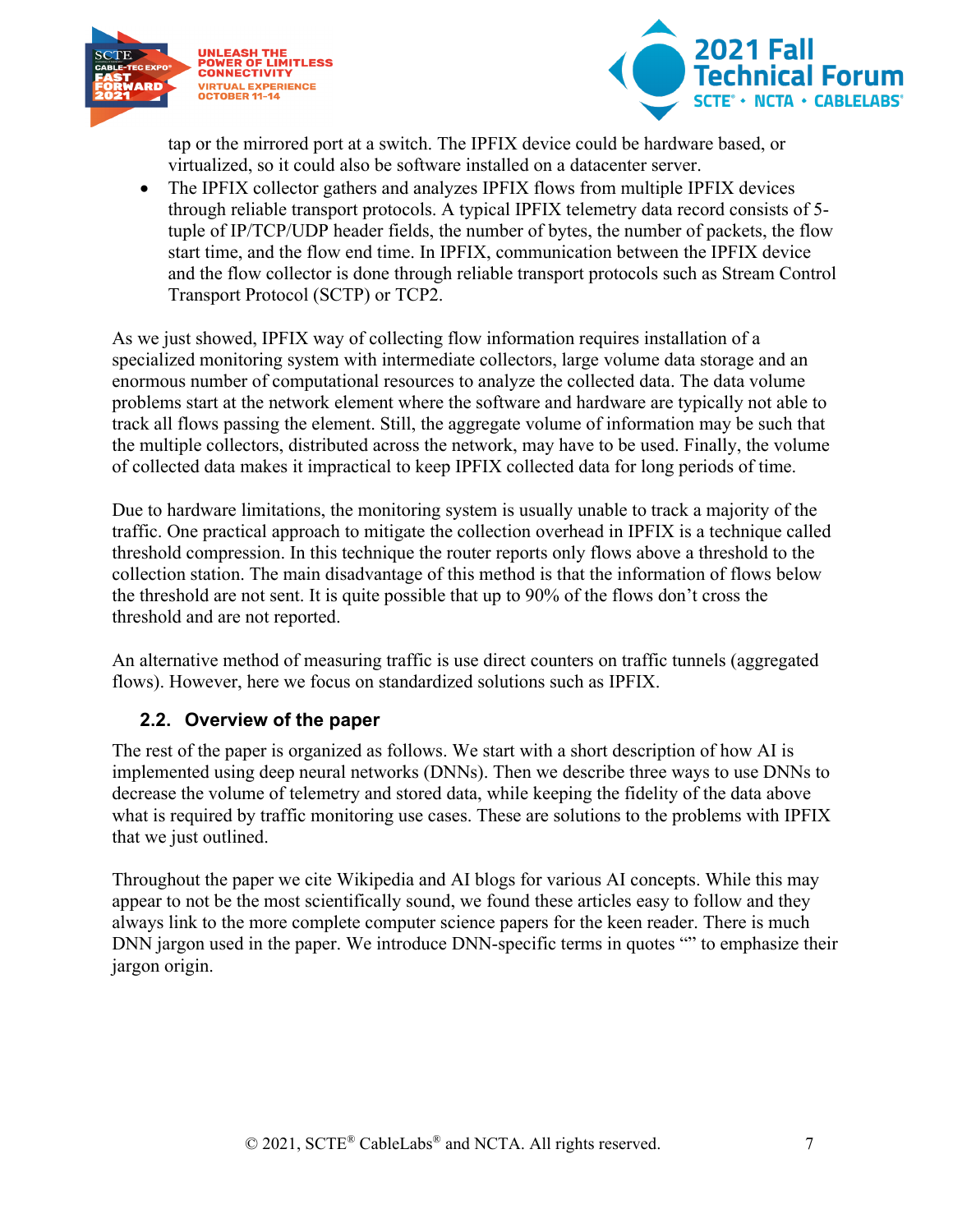tap or the mirrored port at a switch. The IPFIX device could be hardware based, or virtualized, so it could also be software installed on a datacenter server.

- The IPFIX collector gathers and analyzes IPFIX flows from multiple IPFIX devices through reliable transport protocols. A typical IPFIX telemetry data record consists of 5-tuple of IP/TCP/UDP header fields, the number of bytes, the number of packets, the flow start time, and the flow end time. In IPFIX, communication between the IPFIX device and the flow collector is done through reliable transport protocols such as Stream Control Transport Protocol (SCTP) or TCP2.

As we just showed, IPFIX way of collecting flow information requires installation of a specialized monitoring system with intermediate collectors, large volume data storage and an enormous number of computational resources to analyze the collected data. The data volume problems start at the network element where the software and hardware are typically not able to track all flows passing the element. Still, the aggregate volume of information may be such that the multiple collectors, distributed across the network, may have to be used. Finally, the volume of collected data makes it impractical to keep IPFIX collected data for long periods of time.

Due to hardware limitations, the monitoring system is usually unable to track a majority of the traffic. One practical approach to mitigate the collection overhead in IPFIX is a technique called threshold compression. In this technique the router reports only flows above a threshold to the collection station. The main disadvantage of this method is that the information of flows below the threshold are not sent. It is quite possible that up to 90% of the flows don't cross the threshold and are not reported.

An alternative method of measuring traffic is use direct counters on traffic tunnels (aggregated flows). However, here we focus on standardized solutions such as IPFIX.

## 2.2. Overview of the paper

The rest of the paper is organized as follows. We start with a short description of how AI is implemented using deep neural networks (DNNs). Then we describe three ways to use DNNs to decrease the volume of telemetry and stored data, while keeping the fidelity of the data above what is required by traffic monitoring use cases. These are solutions to the problems with IPFIX that we just outlined.

Throughout the paper we cite Wikipedia and AI blogs for various AI concepts. While this may appear to not be the most scientifically sound, we found these articles easy to follow and they always link to the more complete computer science papers for the keen reader. There is much DNN jargon used in the paper. We introduce DNN-specific terms in quotes "" to emphasize their jargon origin.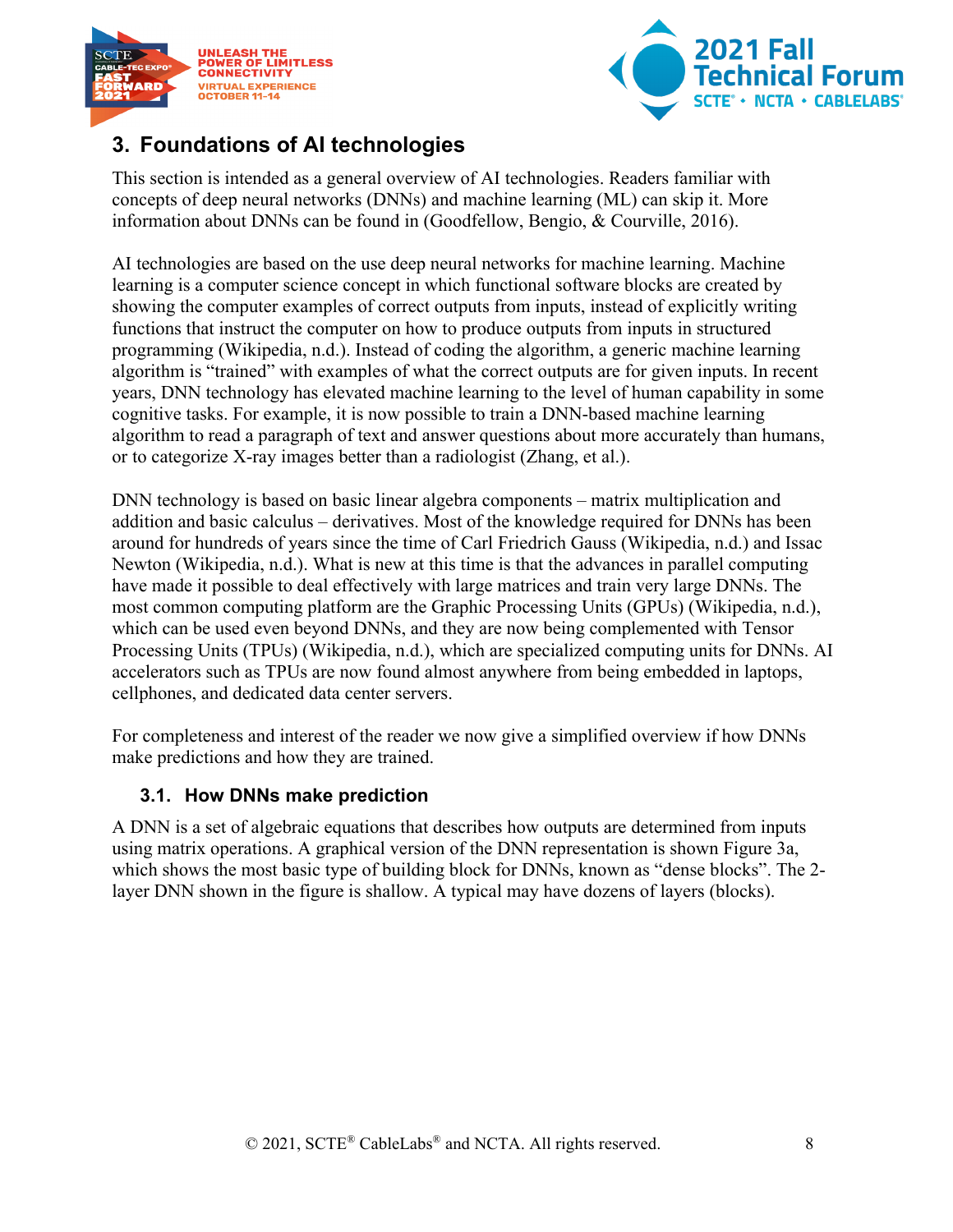## 3. Foundations of AI technologies

This section is intended as a general overview of AI technologies. Readers familiar with concepts of deep neural networks (DNNs) and machine learning (ML) can skip it. More information about DNNs can be found in (Goodfellow, Bengio, & Courville, 2016).

AI technologies are based on the use deep neural networks for machine learning. Machine learning is a computer science concept in which functional software blocks are created by showing the computer examples of correct outputs from inputs, instead of explicitly writing functions that instruct the computer on how to produce outputs from inputs in structured programming (Wikipedia, n.d.). Instead of coding the algorithm, a generic machine learning algorithm is "trained" with examples of what the correct outputs are for given inputs. In recent years, DNN technology has elevated machine learning to the level of human capability in some cognitive tasks. For example, it is now possible to train a DNN-based machine learning algorithm to read a paragraph of text and answer questions about more accurately than humans, or to categorize X-ray images better than a radiologist (Zhang, et al.).

DNN technology is based on basic linear algebra components – matrix multiplication and addition and basic calculus – derivatives. Most of the knowledge required for DNNs has been around for hundreds of years since the time of Carl Friedrich Gauss (Wikipedia, n.d.) and Issac Newton (Wikipedia, n.d.). What is new at this time is that the advances in parallel computing have made it possible to deal effectively with large matrices and train very large DNNs. The most common computing platform are the Graphic Processing Units (GPUs) (Wikipedia, n.d.), which can be used even beyond DNNs, and they are now being complemented with Tensor Processing Units (TPUs) (Wikipedia, n.d.), which are specialized computing units for DNNs. AI accelerators such as TPUs are now found almost anywhere from being embedded in laptops, cellphones, and dedicated data center servers.

For completeness and interest of the reader we now give a simplified overview if how DNNs make predictions and how they are trained.

### 3.1. How DNNs make prediction

A DNN is a set of algebraic equations that describes how outputs are determined from inputs using matrix operations. A graphical version of the DNN representation is shown Figure 3a, which shows the most basic type of building block for DNNs, known as "dense blocks". The 2-layer DNN shown in the figure is shallow. A typical may have dozens of layers (blocks).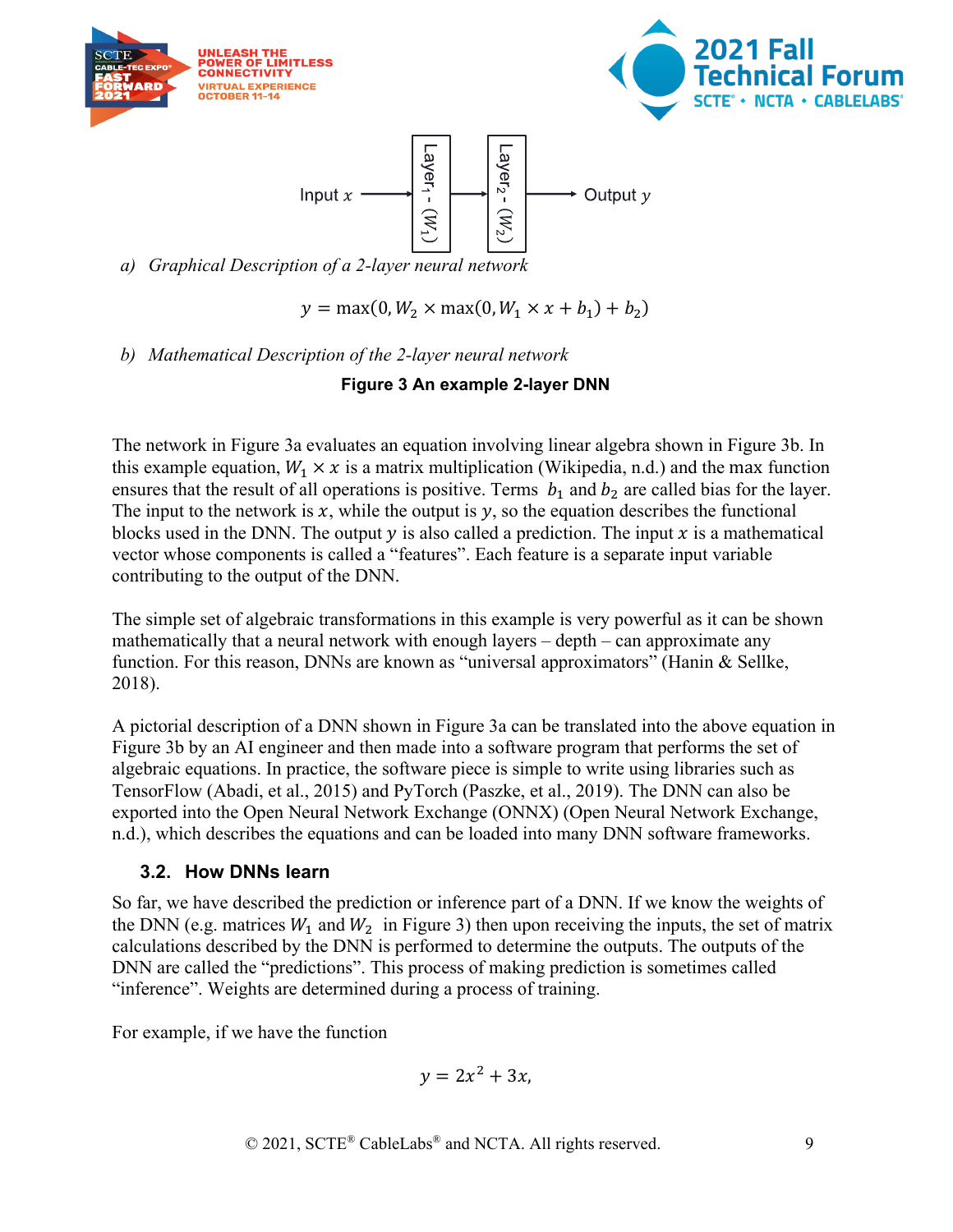Input $x$ → Layer$_1$ - ($W_1$) → Layer$_2$ - ($W_2$) → Output $y$

a) *Graphical Description of a 2-layer neural network*

$$y = \max(0, W_2 \times \max(0, W_1 \times x + b_1) + b_2)$$

b) *Mathematical Description of the 2-layer neural network*

**Figure 3 An example 2-layer DNN**

The network in Figure 3a evaluates an equation involving linear algebra shown in Figure 3b. In this example equation, $W_1 \times x$ is a matrix multiplication (Wikipedia, n.d.) and the max function ensures that the result of all operations is positive. Terms $b_1$ and $b_2$ are called bias for the layer. The input to the network is $x$, while the output is $y$, so the equation describes the functional blocks used in the DNN. The output $y$ is also called a prediction. The input $x$ is a mathematical vector whose components is called a "features". Each feature is a separate input variable contributing to the output of the DNN.

The simple set of algebraic transformations in this example is very powerful as it can be shown mathematically that a neural network with enough layers – depth – can approximate any function. For this reason, DNNs are known as "universal approximators" (Hanin & Sellke, 2018).

A pictorial description of a DNN shown in Figure 3a can be translated into the above equation in Figure 3b by an AI engineer and then made into a software program that performs the set of algebraic equations. In practice, the software piece is simple to write using libraries such as TensorFlow (Abadi, et al., 2015) and PyTorch (Paszke, et al., 2019). The DNN can also be exported into the Open Neural Network Exchange (ONNX) (Open Neural Network Exchange, n.d.), which describes the equations and can be loaded into many DNN software frameworks.

### 3.2. How DNNs learn

So far, we have described the prediction or inference part of a DNN. If we know the weights of the DNN (e.g. matrices $W_1$ and $W_2$ in Figure 3) then upon receiving the inputs, the set of matrix calculations described by the DNN is performed to determine the outputs. The outputs of the DNN are called the "predictions". This process of making prediction is sometimes called "inference". Weights are determined during a process of training.

For example, if we have the function

$$y = 2x^2 + 3x,$$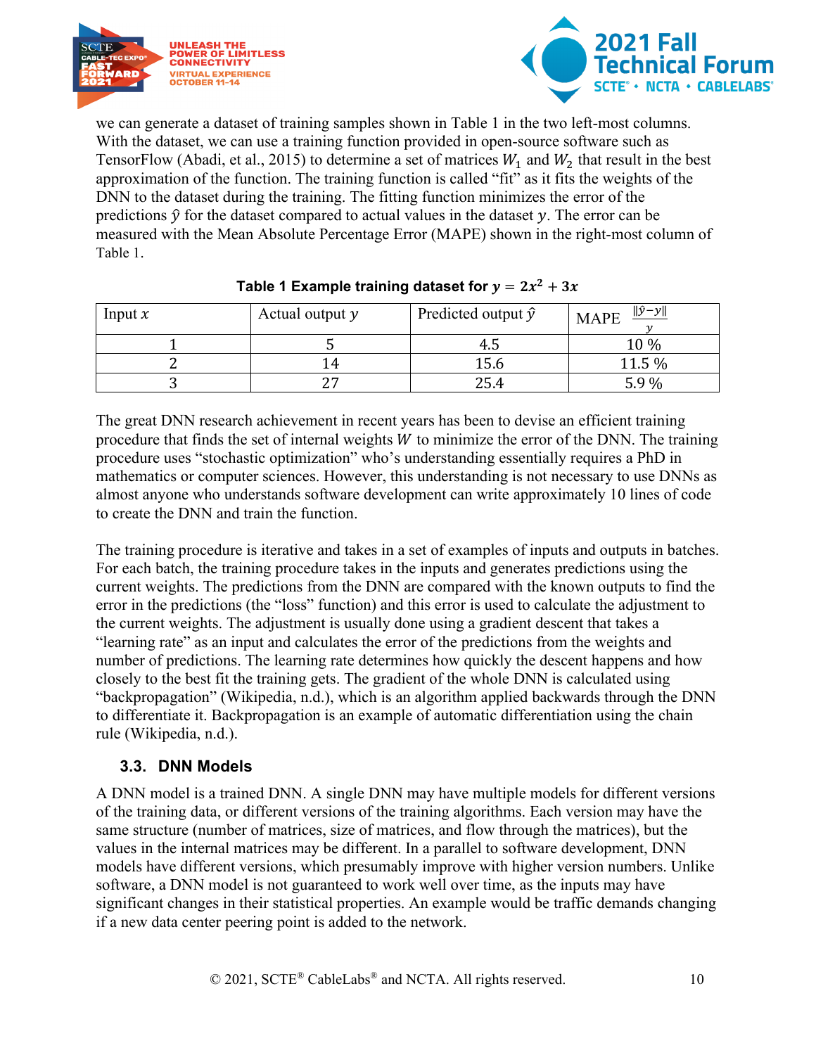we can generate a dataset of training samples shown in Table 1 in the two left-most columns. With the dataset, we can use a training function provided in open-source software such as TensorFlow (Abadi, et al., 2015) to determine a set of matrices $W_1$ and $W_2$ that result in the best approximation of the function. The training function is called "fit" as it fits the weights of the DNN to the dataset during the training. The fitting function minimizes the error of the predictions $\hat{y}$ for the dataset compared to actual values in the dataset $y$. The error can be measured with the Mean Absolute Percentage Error (MAPE) shown in the right-most column of Table 1.

**Table 1 Example training dataset for $y = 2x^2 + 3x$**

| Input $x$ | Actual output $y$ | Predicted output $\hat{y}$ | MAPE $\frac{\|\hat{y}-y\|}{y}$ |
|---|---|---|---|
| 1 | 5 | 4.5 | 10 % |
| 2 | 14 | 15.6 | 11.5 % |
| 3 | 27 | 25.4 | 5.9 % |

The great DNN research achievement in recent years has been to devise an efficient training procedure that finds the set of internal weights $W$ to minimize the error of the DNN. The training procedure uses "stochastic optimization" who's understanding essentially requires a PhD in mathematics or computer sciences. However, this understanding is not necessary to use DNNs as almost anyone who understands software development can write approximately 10 lines of code to create the DNN and train the function.

The training procedure is iterative and takes in a set of examples of inputs and outputs in batches. For each batch, the training procedure takes in the inputs and generates predictions using the current weights. The predictions from the DNN are compared with the known outputs to find the error in the predictions (the "loss" function) and this error is used to calculate the adjustment to the current weights. The adjustment is usually done using a gradient descent that takes a "learning rate" as an input and calculates the error of the predictions from the weights and number of predictions. The learning rate determines how quickly the descent happens and how closely to the best fit the training gets. The gradient of the whole DNN is calculated using "backpropagation" (Wikipedia, n.d.), which is an algorithm applied backwards through the DNN to differentiate it. Backpropagation is an example of automatic differentiation using the chain rule (Wikipedia, n.d.).

### 3.3. DNN Models

A DNN model is a trained DNN. A single DNN may have multiple models for different versions of the training data, or different versions of the training algorithms. Each version may have the same structure (number of matrices, size of matrices, and flow through the matrices), but the values in the internal matrices may be different. In a parallel to software development, DNN models have different versions, which presumably improve with higher version numbers. Unlike software, a DNN model is not guaranteed to work well over time, as the inputs may have significant changes in their statistical properties. An example would be traffic demands changing if a new data center peering point is added to the network.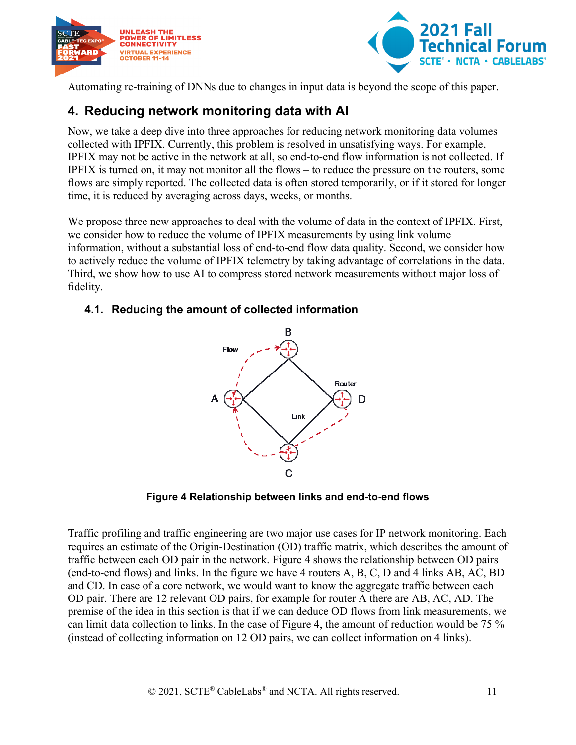Automating re-training of DNNs due to changes in input data is beyond the scope of this paper.

## 4. Reducing network monitoring data with AI

Now, we take a deep dive into three approaches for reducing network monitoring data volumes collected with IPFIX. Currently, this problem is resolved in unsatisfying ways. For example, IPFIX may not be active in the network at all, so end-to-end flow information is not collected. If IPFIX is turned on, it may not monitor all the flows – to reduce the pressure on the routers, some flows are simply reported. The collected data is often stored temporarily, or if it stored for longer time, it is reduced by averaging across days, weeks, or months.

We propose three new approaches to deal with the volume of data in the context of IPFIX. First, we consider how to reduce the volume of IPFIX measurements by using link volume information, without a substantial loss of end-to-end flow data quality. Second, we consider how to actively reduce the volume of IPFIX telemetry by taking advantage of correlations in the data. Third, we show how to use AI to compress stored network measurements without major loss of fidelity.

### 4.1. Reducing the amount of collected information

**Figure 4 Relationship between links and end-to-end flows**

Traffic profiling and traffic engineering are two major use cases for IP network monitoring. Each requires an estimate of the Origin-Destination (OD) traffic matrix, which describes the amount of traffic between each OD pair in the network. Figure 4 shows the relationship between OD pairs (end-to-end flows) and links. In the figure we have 4 routers A, B, C, D and 4 links AB, AC, BD and CD. In case of a core network, we would want to know the aggregate traffic between each OD pair. There are 12 relevant OD pairs, for example for router A there are AB, AC, AD. The premise of the idea in this section is that if we can deduce OD flows from link measurements, we can limit data collection to links. In the case of Figure 4, the amount of reduction would be 75 % (instead of collecting information on 12 OD pairs, we can collect information on 4 links).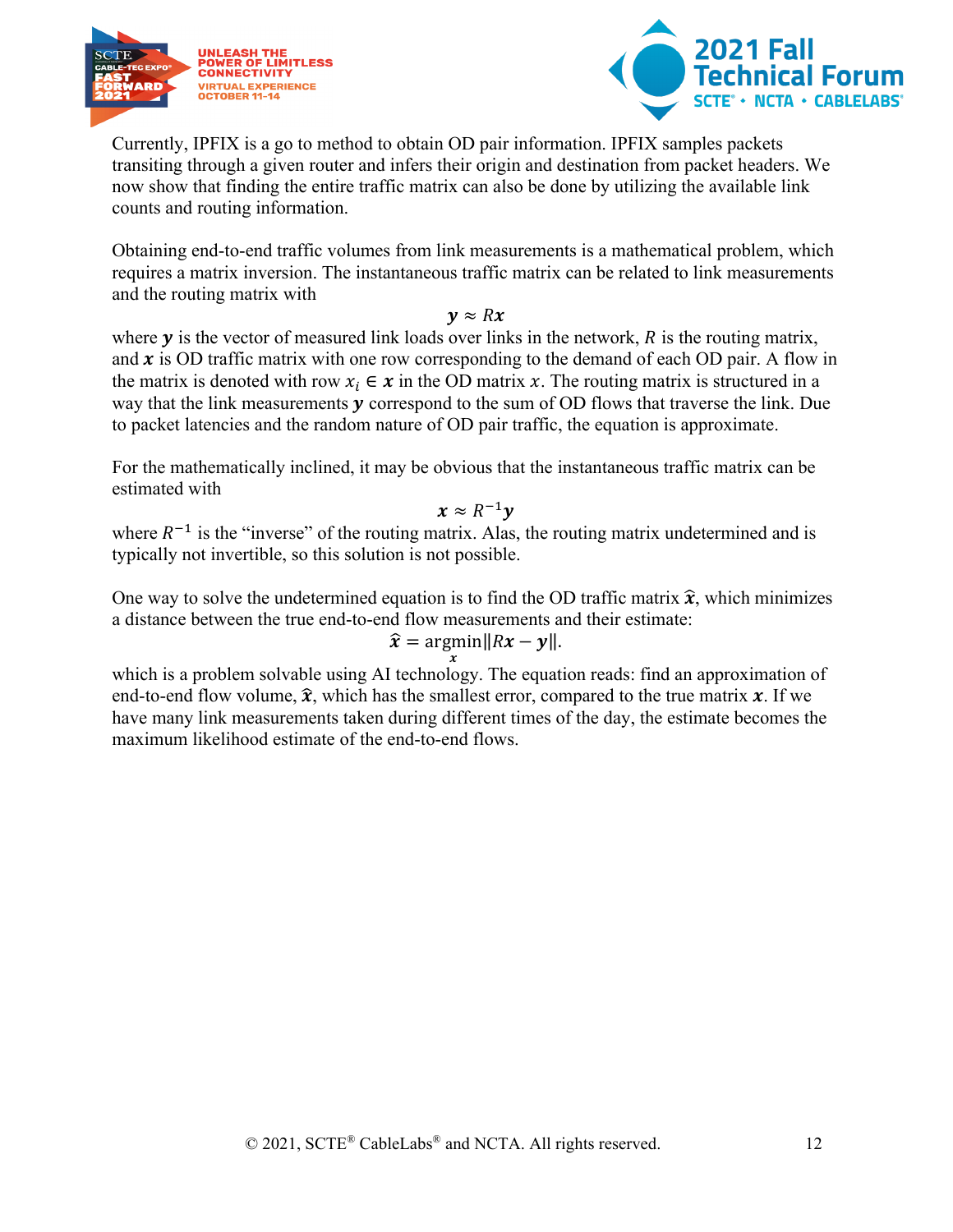Currently, IPFIX is a go to method to obtain OD pair information. IPFIX samples packets transiting through a given router and infers their origin and destination from packet headers. We now show that finding the entire traffic matrix can also be done by utilizing the available link counts and routing information.

Obtaining end-to-end traffic volumes from link measurements is a mathematical problem, which requires a matrix inversion. The instantaneous traffic matrix can be related to link measurements and the routing matrix with

$$\boldsymbol{y} \approx R\boldsymbol{x}$$

where $\boldsymbol{y}$ is the vector of measured link loads over links in the network, $R$ is the routing matrix, and $\boldsymbol{x}$ is OD traffic matrix with one row corresponding to the demand of each OD pair. A flow in the matrix is denoted with row $x_i \in \boldsymbol{x}$ in the OD matrix $x$. The routing matrix is structured in a way that the link measurements $\boldsymbol{y}$ correspond to the sum of OD flows that traverse the link. Due to packet latencies and the random nature of OD pair traffic, the equation is approximate.

For the mathematically inclined, it may be obvious that the instantaneous traffic matrix can be estimated with

$$\boldsymbol{x} \approx R^{-1}\boldsymbol{y}$$

where $R^{-1}$ is the "inverse" of the routing matrix. Alas, the routing matrix undetermined and is typically not invertible, so this solution is not possible.

One way to solve the undetermined equation is to find the OD traffic matrix $\widehat{\boldsymbol{x}}$, which minimizes a distance between the true end-to-end flow measurements and their estimate:

$$\widehat{\boldsymbol{x}} = \underset{\boldsymbol{x}}{\operatorname{argmin}} \|R\boldsymbol{x} - \boldsymbol{y}\|.$$

which is a problem solvable using AI technology. The equation reads: find an approximation of end-to-end flow volume, $\widehat{\boldsymbol{x}}$, which has the smallest error, compared to the true matrix $\boldsymbol{x}$. If we have many link measurements taken during different times of the day, the estimate becomes the maximum likelihood estimate of the end-to-end flows.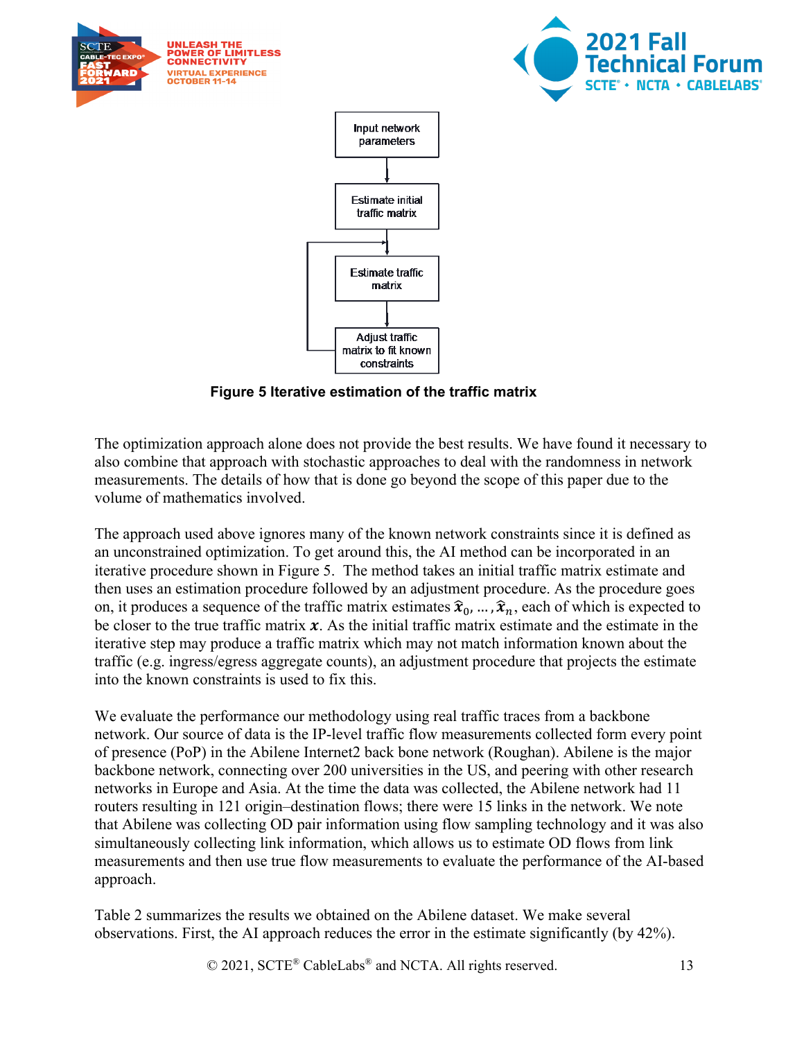**Figure 5 Iterative estimation of the traffic matrix**

The optimization approach alone does not provide the best results. We have found it necessary to also combine that approach with stochastic approaches to deal with the randomness in network measurements. The details of how that is done go beyond the scope of this paper due to the volume of mathematics involved.

The approach used above ignores many of the known network constraints since it is defined as an unconstrained optimization. To get around this, the AI method can be incorporated in an iterative procedure shown in Figure 5. The method takes an initial traffic matrix estimate and then uses an estimation procedure followed by an adjustment procedure. As the procedure goes on, it produces a sequence of the traffic matrix estimates $\hat{\boldsymbol{x}}_0, \ldots, \hat{\boldsymbol{x}}_n$, each of which is expected to be closer to the true traffic matrix $\boldsymbol{x}$. As the initial traffic matrix estimate and the estimate in the iterative step may produce a traffic matrix which may not match information known about the traffic (e.g. ingress/egress aggregate counts), an adjustment procedure that projects the estimate into the known constraints is used to fix this.

We evaluate the performance our methodology using real traffic traces from a backbone network. Our source of data is the IP-level traffic flow measurements collected form every point of presence (PoP) in the Abilene Internet2 back bone network (Roughan). Abilene is the major backbone network, connecting over 200 universities in the US, and peering with other research networks in Europe and Asia. At the time the data was collected, the Abilene network had 11 routers resulting in 121 origin–destination flows; there were 15 links in the network. We note that Abilene was collecting OD pair information using flow sampling technology and it was also simultaneously collecting link information, which allows us to estimate OD flows from link measurements and then use true flow measurements to evaluate the performance of the AI-based approach.

Table 2 summarizes the results we obtained on the Abilene dataset. We make several observations. First, the AI approach reduces the error in the estimate significantly (by 42%).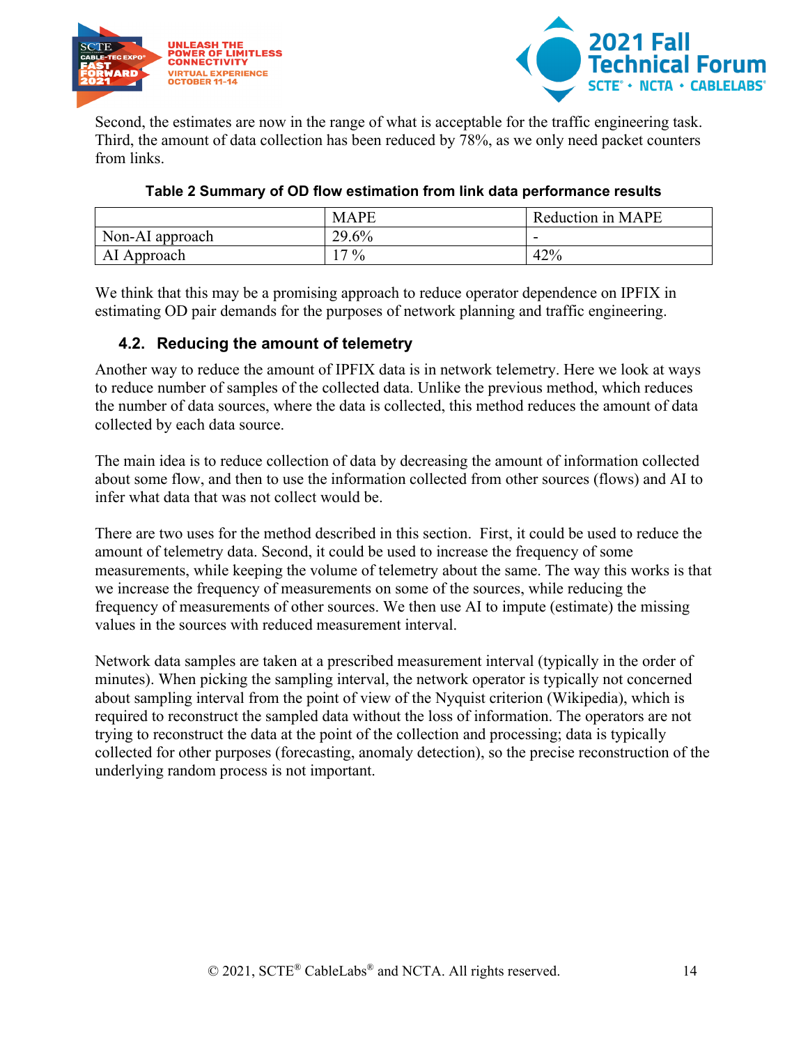Second, the estimates are now in the range of what is acceptable for the traffic engineering task. Third, the amount of data collection has been reduced by 78%, as we only need packet counters from links.

**Table 2 Summary of OD flow estimation from link data performance results**

| | MAPE | Reduction in MAPE |
|---|---|---|
| Non-AI approach | 29.6% | - |
| AI Approach | 17 % | 42% |

We think that this may be a promising approach to reduce operator dependence on IPFIX in estimating OD pair demands for the purposes of network planning and traffic engineering.

### 4.2. Reducing the amount of telemetry

Another way to reduce the amount of IPFIX data is in network telemetry. Here we look at ways to reduce number of samples of the collected data. Unlike the previous method, which reduces the number of data sources, where the data is collected, this method reduces the amount of data collected by each data source.

The main idea is to reduce collection of data by decreasing the amount of information collected about some flow, and then to use the information collected from other sources (flows) and AI to infer what data that was not collect would be.

There are two uses for the method described in this section. First, it could be used to reduce the amount of telemetry data. Second, it could be used to increase the frequency of some measurements, while keeping the volume of telemetry about the same. The way this works is that we increase the frequency of measurements on some of the sources, while reducing the frequency of measurements of other sources. We then use AI to impute (estimate) the missing values in the sources with reduced measurement interval.

Network data samples are taken at a prescribed measurement interval (typically in the order of minutes). When picking the sampling interval, the network operator is typically not concerned about sampling interval from the point of view of the Nyquist criterion (Wikipedia), which is required to reconstruct the sampled data without the loss of information. The operators are not trying to reconstruct the data at the point of the collection and processing; data is typically collected for other purposes (forecasting, anomaly detection), so the precise reconstruction of the underlying random process is not important.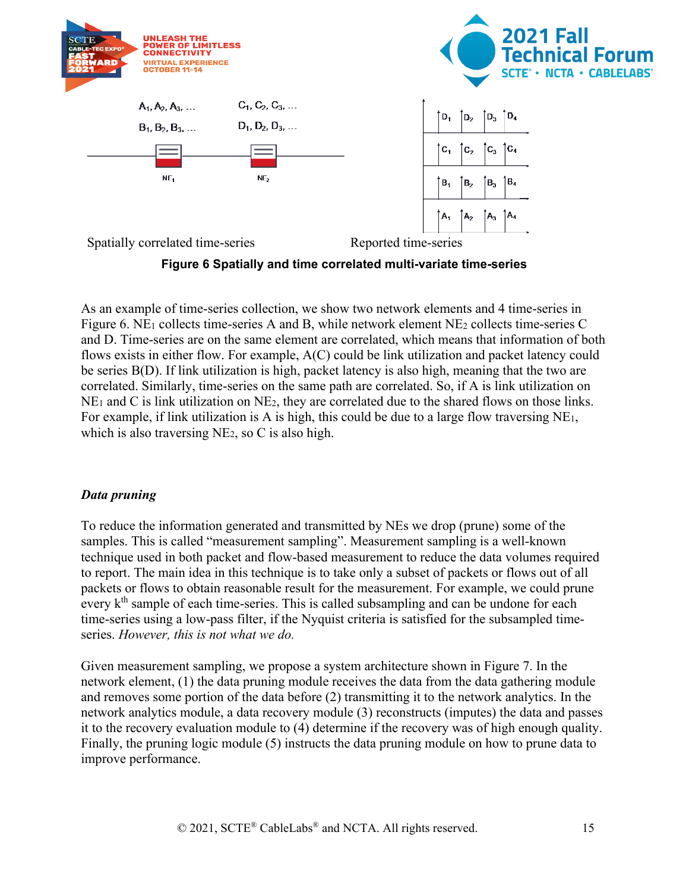Spatially correlated time-series

Reported time-series

**Figure 6 Spatially and time correlated multi-variate time-series**

As an example of time-series collection, we show two network elements and 4 time-series in Figure 6. $NE_1$ collects time-series A and B, while network element $NE_2$ collects time-series C and D. Time-series are on the same element are correlated, which means that information of both flows exists in either flow. For example, A(C) could be link utilization and packet latency could be series B(D). If link utilization is high, packet latency is also high, meaning that the two are correlated. Similarly, time-series on the same path are correlated. So, if A is link utilization on $NE_1$ and C is link utilization on $NE_2$, they are correlated due to the shared flows on those links. For example, if link utilization is A is high, this could be due to a large flow traversing $NE_1$, which is also traversing $NE_2$, so C is also high.

### *Data pruning*

To reduce the information generated and transmitted by NEs we drop (prune) some of the samples. This is called "measurement sampling". Measurement sampling is a well-known technique used in both packet and flow-based measurement to reduce the data volumes required to report. The main idea in this technique is to take only a subset of packets or flows out of all packets or flows to obtain reasonable result for the measurement. For example, we could prune every $k^{th}$ sample of each time-series. This is called subsampling and can be undone for each time-series using a low-pass filter, if the Nyquist criteria is satisfied for the subsampled time-series. *However, this is not what we do.*

Given measurement sampling, we propose a system architecture shown in Figure 7. In the network element, (1) the data pruning module receives the data from the data gathering module and removes some portion of the data before (2) transmitting it to the network analytics. In the network analytics module, a data recovery module (3) reconstructs (imputes) the data and passes it to the recovery evaluation module to (4) determine if the recovery was of high enough quality. Finally, the pruning logic module (5) instructs the data pruning module on how to prune data to improve performance.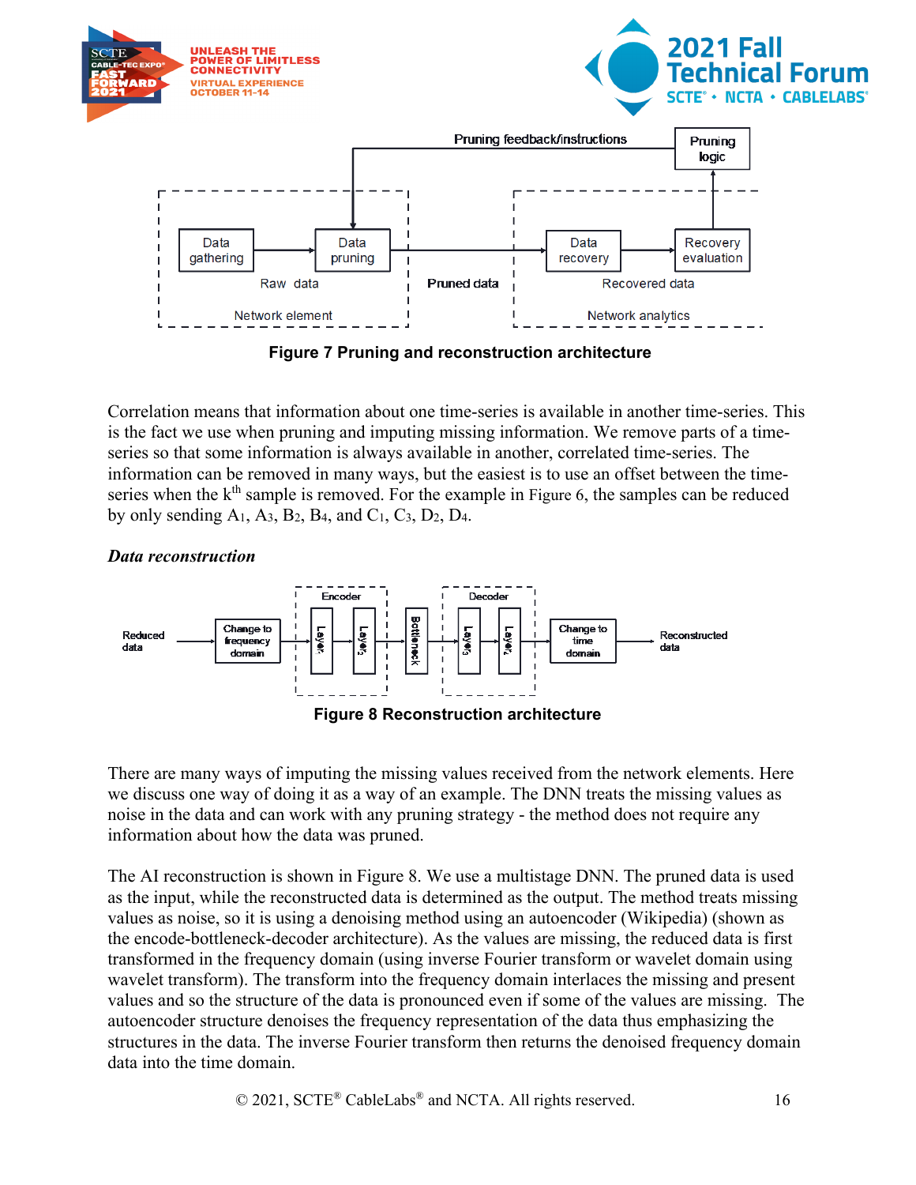Figure 7 Pruning and reconstruction architecture

Correlation means that information about one time-series is available in another time-series. This is the fact we use when pruning and imputing missing information. We remove parts of a time-series so that some information is always available in another, correlated time-series. The information can be removed in many ways, but the easiest is to use an offset between the time-series when the $k^{th}$ sample is removed. For the example in Figure 6, the samples can be reduced by only sending $A_1$, $A_3$, $B_2$, $B_4$, and $C_1$, $C_3$, $D_2$, $D_4$.

### *Data reconstruction*

Figure 8 Reconstruction architecture

There are many ways of imputing the missing values received from the network elements. Here we discuss one way of doing it as a way of an example. The DNN treats the missing values as noise in the data and can work with any pruning strategy - the method does not require any information about how the data was pruned.

The AI reconstruction is shown in Figure 8. We use a multistage DNN. The pruned data is used as the input, while the reconstructed data is determined as the output. The method treats missing values as noise, so it is using a denoising method using an autoencoder (Wikipedia) (shown as the encode-bottleneck-decoder architecture). As the values are missing, the reduced data is first transformed in the frequency domain (using inverse Fourier transform or wavelet domain using wavelet transform). The transform into the frequency domain interlaces the missing and present values and so the structure of the data is pronounced even if some of the values are missing. The autoencoder structure denoises the frequency representation of the data thus emphasizing the structures in the data. The inverse Fourier transform then returns the denoised frequency domain data into the time domain.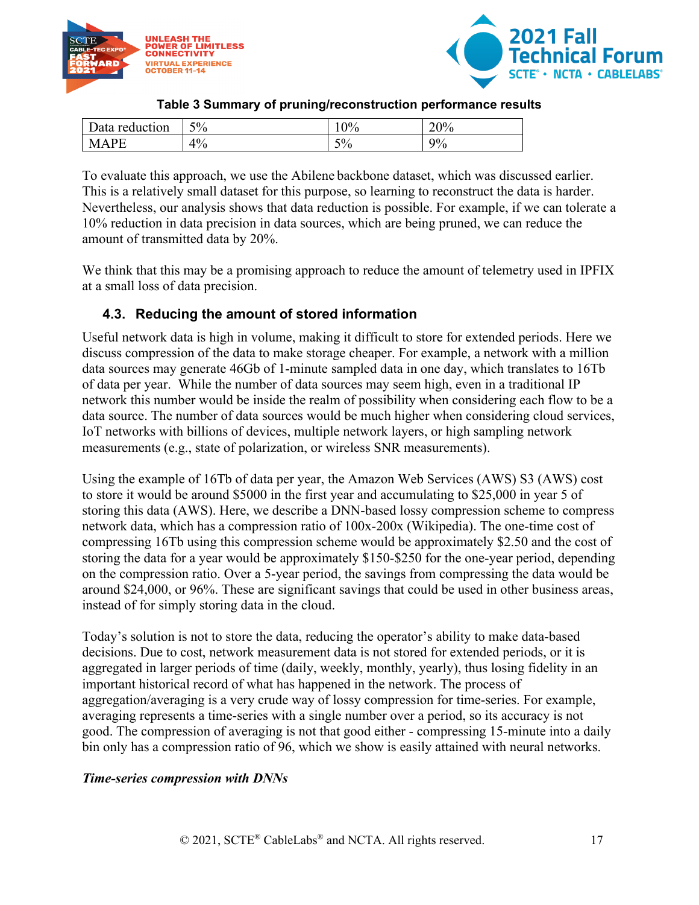**Table 3 Summary of pruning/reconstruction performance results**

| Data reduction | 5% | 10% | 20% |
|---|---|---|---|
| MAPE | 4% | 5% | 9% |

To evaluate this approach, we use the Abilene backbone dataset, which was discussed earlier. This is a relatively small dataset for this purpose, so learning to reconstruct the data is harder. Nevertheless, our analysis shows that data reduction is possible. For example, if we can tolerate a 10% reduction in data precision in data sources, which are being pruned, we can reduce the amount of transmitted data by 20%.

We think that this may be a promising approach to reduce the amount of telemetry used in IPFIX at a small loss of data precision.

### 4.3. Reducing the amount of stored information

Useful network data is high in volume, making it difficult to store for extended periods. Here we discuss compression of the data to make storage cheaper. For example, a network with a million data sources may generate 46Gb of 1-minute sampled data in one day, which translates to 16Tb of data per year. While the number of data sources may seem high, even in a traditional IP network this number would be inside the realm of possibility when considering each flow to be a data source. The number of data sources would be much higher when considering cloud services, IoT networks with billions of devices, multiple network layers, or high sampling network measurements (e.g., state of polarization, or wireless SNR measurements).

Using the example of 16Tb of data per year, the Amazon Web Services (AWS) S3 (AWS) cost to store it would be around $5000 in the first year and accumulating to $25,000 in year 5 of storing this data (AWS). Here, we describe a DNN-based lossy compression scheme to compress network data, which has a compression ratio of 100x-200x (Wikipedia). The one-time cost of compressing 16Tb using this compression scheme would be approximately $2.50 and the cost of storing the data for a year would be approximately $150-$250 for the one-year period, depending on the compression ratio. Over a 5-year period, the savings from compressing the data would be around $24,000, or 96%. These are significant savings that could be used in other business areas, instead of for simply storing data in the cloud.

Today's solution is not to store the data, reducing the operator's ability to make data-based decisions. Due to cost, network measurement data is not stored for extended periods, or it is aggregated in larger periods of time (daily, weekly, monthly, yearly), thus losing fidelity in an important historical record of what has happened in the network. The process of aggregation/averaging is a very crude way of lossy compression for time-series. For example, averaging represents a time-series with a single number over a period, so its accuracy is not good. The compression of averaging is not that good either - compressing 15-minute into a daily bin only has a compression ratio of 96, which we show is easily attained with neural networks.

***Time-series compression with DNNs***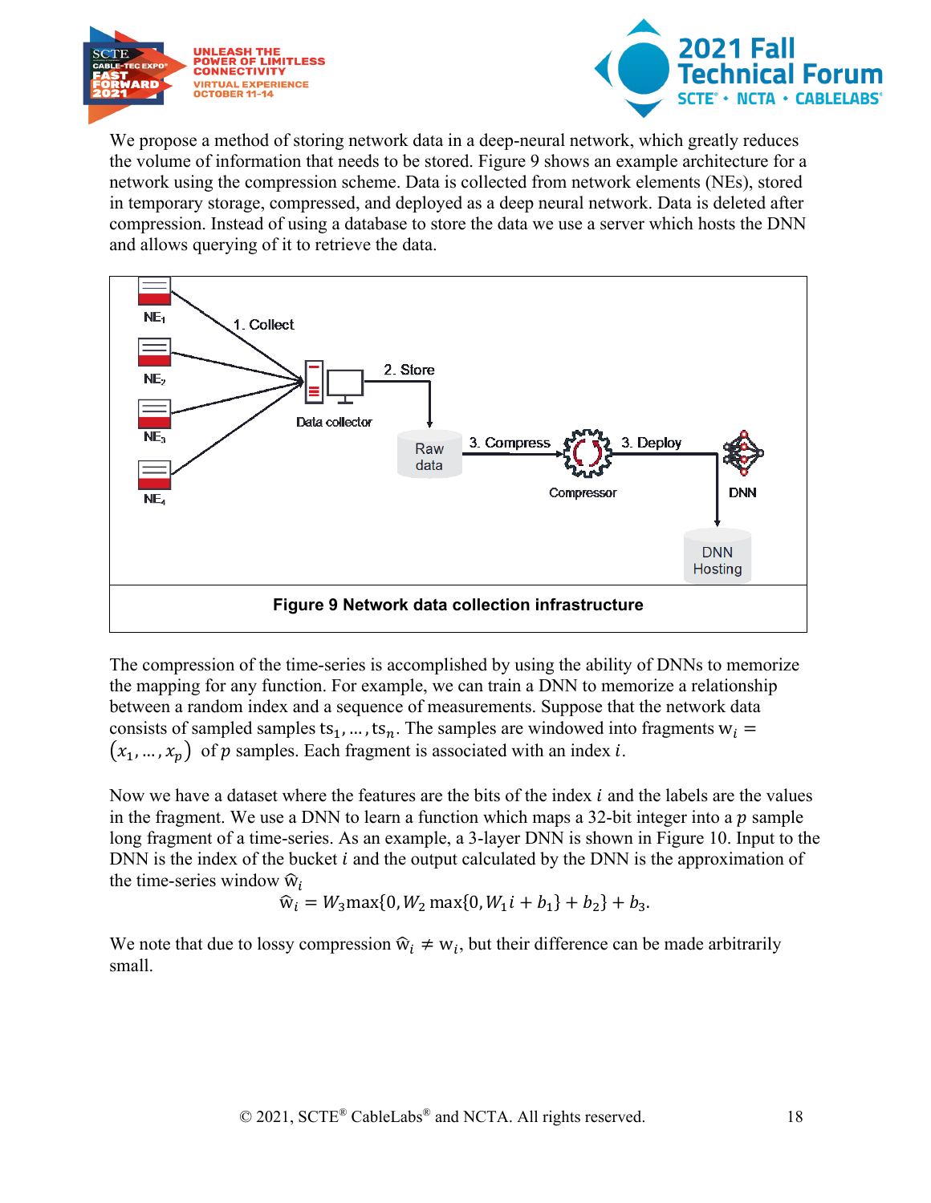We propose a method of storing network data in a deep-neural network, which greatly reduces the volume of information that needs to be stored. Figure 9 shows an example architecture for a network using the compression scheme. Data is collected from network elements (NEs), stored in temporary storage, compressed, and deployed as a deep neural network. Data is deleted after compression. Instead of using a database to store the data we use a server which hosts the DNN and allows querying of it to retrieve the data.

**Figure 9 Network data collection infrastructure**

The compression of the time-series is accomplished by using the ability of DNNs to memorize the mapping for any function. For example, we can train a DNN to memorize a relationship between a random index and a sequence of measurements. Suppose that the network data consists of sampled samples $\mathrm{ts}_1, \ldots, \mathrm{ts}_n$. The samples are windowed into fragments $\mathrm{w}_i = (x_1, \ldots, x_p)$ of $p$ samples. Each fragment is associated with an index $i$.

Now we have a dataset where the features are the bits of the index $i$ and the labels are the values in the fragment. We use a DNN to learn a function which maps a 32-bit integer into a $p$ sample long fragment of a time-series. As an example, a 3-layer DNN is shown in Figure 10. Input to the DNN is the index of the bucket $i$ and the output calculated by the DNN is the approximation of the time-series window $\widehat{\mathrm{w}}_i$

$$\widehat{\mathrm{w}}_i = W_3 \max\{0, W_2 \max\{0, W_1 i + b_1\} + b_2\} + b_3.$$

We note that due to lossy compression $\widehat{\mathrm{w}}_i \neq \mathrm{w}_i$, but their difference can be made arbitrarily small.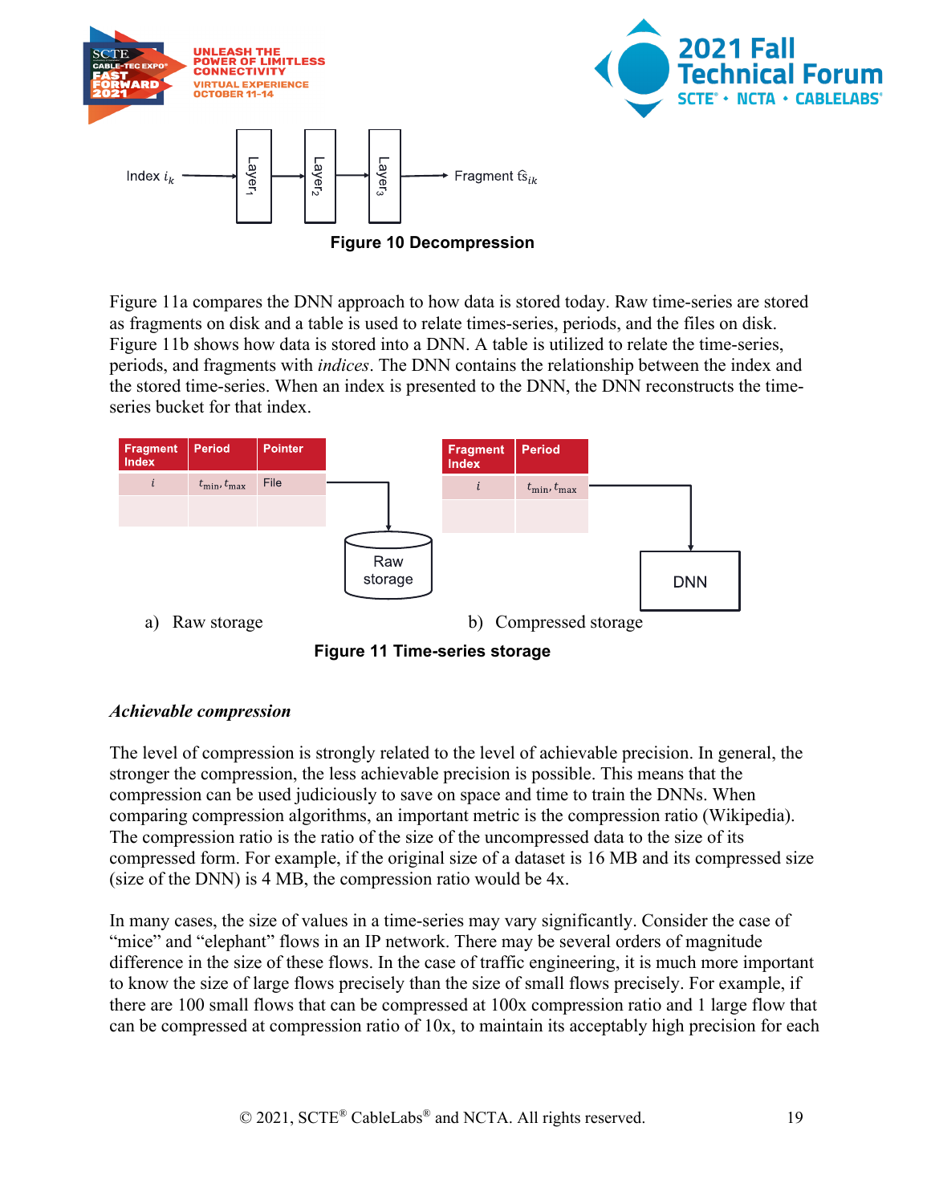Index $i_k$ → Layer₁ → Layer₂ → Layer₃ → Fragment $\hat{s}_{ik}$

**Figure 10 Decompression**

Figure 11a compares the DNN approach to how data is stored today. Raw time-series are stored as fragments on disk and a table is used to relate times-series, periods, and the files on disk. Figure 11b shows how data is stored into a DNN. A table is utilized to relate the time-series, periods, and fragments with *indices*. The DNN contains the relationship between the index and the stored time-series. When an index is presented to the DNN, the DNN reconstructs the time-series bucket for that index.

| Fragment Index | Period | Pointer |
|---|---|---|
| $i$ | $t_{min}, t_{max}$ | File |
| | | |

Raw storage

a) Raw storage

| Fragment Index | Period |
|---|---|
| $i$ | $t_{min}, t_{max}$ |
| | |

DNN

b) Compressed storage

**Figure 11 Time-series storage**

*Achievable compression*

The level of compression is strongly related to the level of achievable precision. In general, the stronger the compression, the less achievable precision is possible. This means that the compression can be used judiciously to save on space and time to train the DNNs. When comparing compression algorithms, an important metric is the compression ratio (Wikipedia). The compression ratio is the ratio of the size of the uncompressed data to the size of its compressed form. For example, if the original size of a dataset is 16 MB and its compressed size (size of the DNN) is 4 MB, the compression ratio would be 4x.

In many cases, the size of values in a time-series may vary significantly. Consider the case of "mice" and "elephant" flows in an IP network. There may be several orders of magnitude difference in the size of these flows. In the case of traffic engineering, it is much more important to know the size of large flows precisely than the size of small flows precisely. For example, if there are 100 small flows that can be compressed at 100x compression ratio and 1 large flow that can be compressed at compression ratio of 10x, to maintain its acceptably high precision for each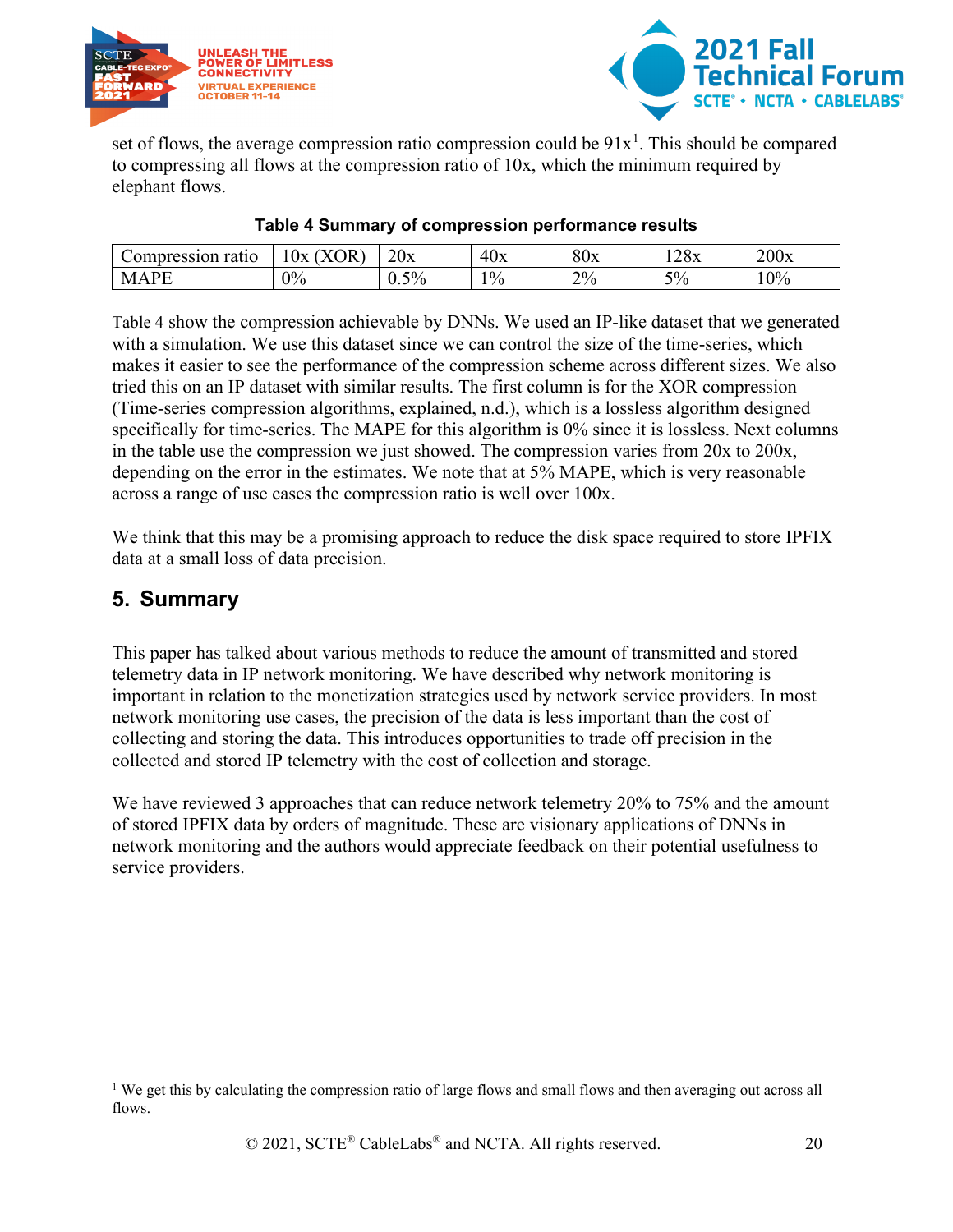set of flows, the average compression ratio compression could be 91x[1]. This should be compared to compressing all flows at the compression ratio of 10x, which the minimum required by elephant flows.

**Table 4 Summary of compression performance results**

| Compression ratio | 10x (XOR) | 20x | 40x | 80x | 128x | 200x |
|---|---|---|---|---|---|---|
| MAPE | 0% | 0.5% | 1% | 2% | 5% | 10% |

Table 4 show the compression achievable by DNNs. We used an IP-like dataset that we generated with a simulation. We use this dataset since we can control the size of the time-series, which makes it easier to see the performance of the compression scheme across different sizes. We also tried this on an IP dataset with similar results. The first column is for the XOR compression (Time-series compression algorithms, explained, n.d.), which is a lossless algorithm designed specifically for time-series. The MAPE for this algorithm is 0% since it is lossless. Next columns in the table use the compression we just showed. The compression varies from 20x to 200x, depending on the error in the estimates. We note that at 5% MAPE, which is very reasonable across a range of use cases the compression ratio is well over 100x.

We think that this may be a promising approach to reduce the disk space required to store IPFIX data at a small loss of data precision.

## 5. Summary

This paper has talked about various methods to reduce the amount of transmitted and stored telemetry data in IP network monitoring. We have described why network monitoring is important in relation to the monetization strategies used by network service providers. In most network monitoring use cases, the precision of the data is less important than the cost of collecting and storing the data. This introduces opportunities to trade off precision in the collected and stored IP telemetry with the cost of collection and storage.

We have reviewed 3 approaches that can reduce network telemetry 20% to 75% and the amount of stored IPFIX data by orders of magnitude. These are visionary applications of DNNs in network monitoring and the authors would appreciate feedback on their potential usefulness to service providers.

---

[1] We get this by calculating the compression ratio of large flows and small flows and then averaging out across all flows.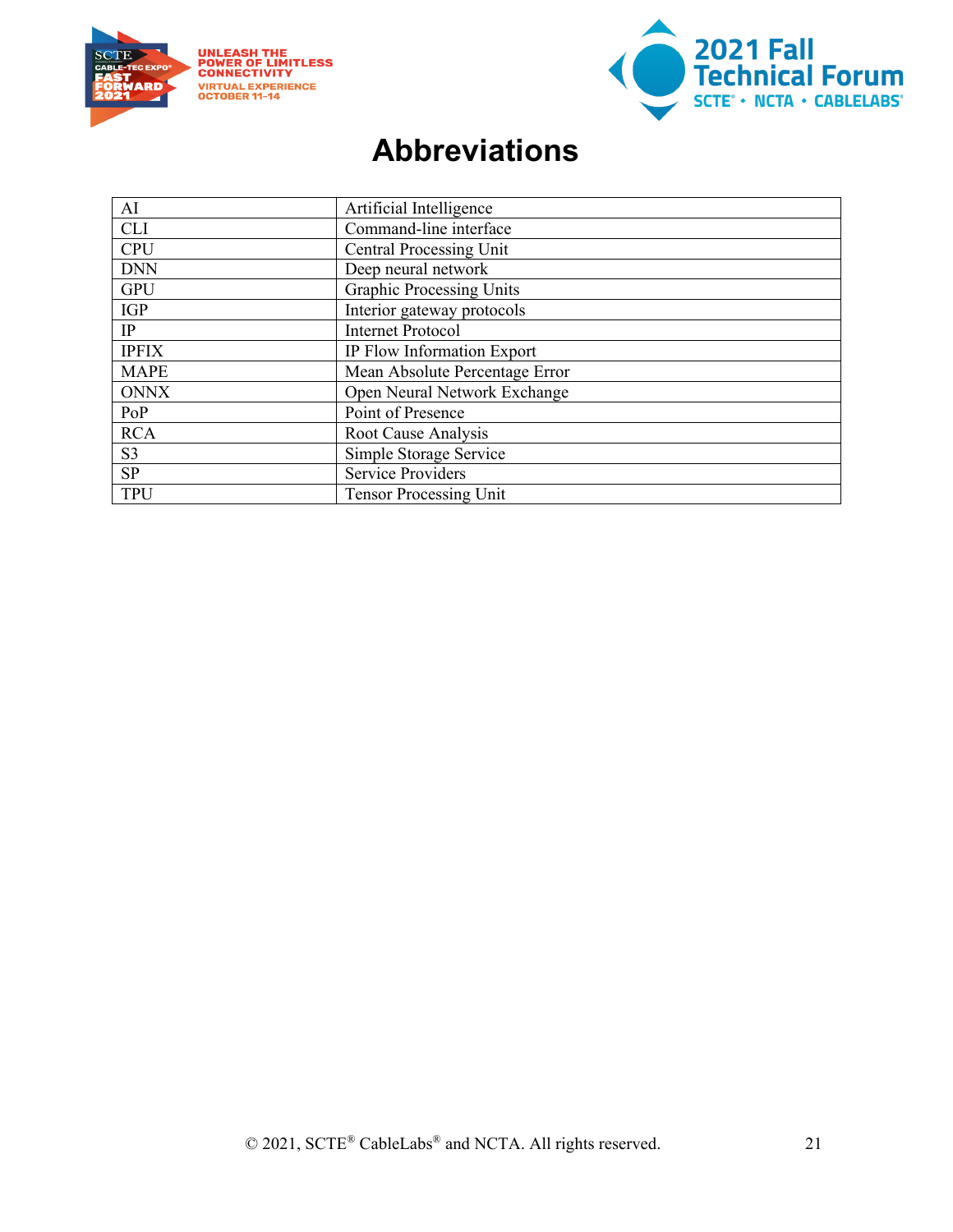# Abbreviations

| AI | Artificial Intelligence |
|---|---|
| CLI | Command-line interface |
| CPU | Central Processing Unit |
| DNN | Deep neural network |
| GPU | Graphic Processing Units |
| IGP | Interior gateway protocols |
| IP | Internet Protocol |
| IPFIX | IP Flow Information Export |
| MAPE | Mean Absolute Percentage Error |
| ONNX | Open Neural Network Exchange |
| PoP | Point of Presence |
| RCA | Root Cause Analysis |
| S3 | Simple Storage Service |
| SP | Service Providers |
| TPU | Tensor Processing Unit |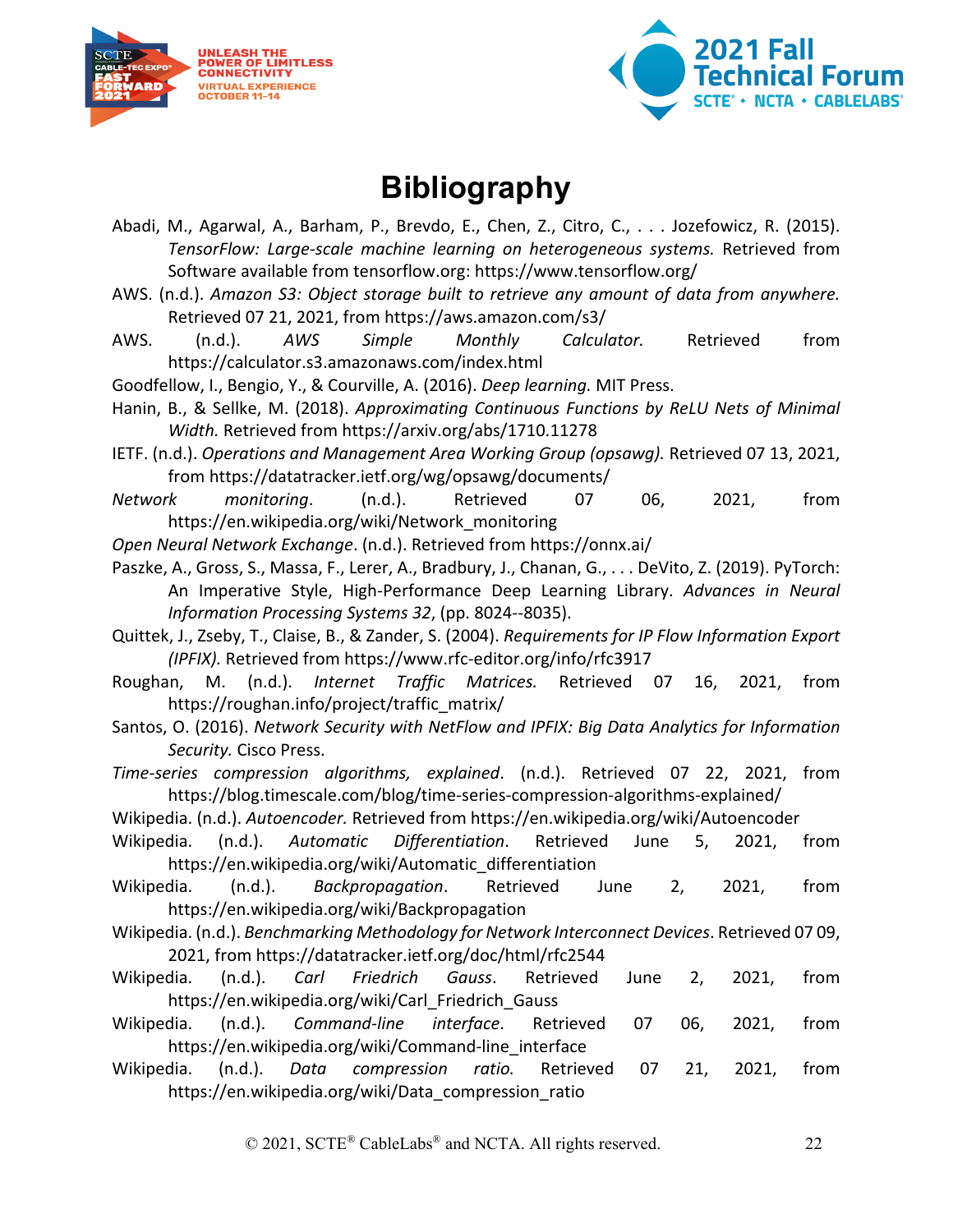# Bibliography

Abadi, M., Agarwal, A., Barham, P., Brevdo, E., Chen, Z., Citro, C., . . . Jozefowicz, R. (2015). *TensorFlow: Large-scale machine learning on heterogeneous systems.* Retrieved from Software available from tensorflow.org: https://www.tensorflow.org/

AWS. (n.d.). *Amazon S3: Object storage built to retrieve any amount of data from anywhere.* Retrieved 07 21, 2021, from https://aws.amazon.com/s3/

AWS. (n.d.). *AWS Simple Monthly Calculator.* Retrieved from https://calculator.s3.amazonaws.com/index.html

Goodfellow, I., Bengio, Y., & Courville, A. (2016). *Deep learning.* MIT Press.

Hanin, B., & Sellke, M. (2018). *Approximating Continuous Functions by ReLU Nets of Minimal Width.* Retrieved from https://arxiv.org/abs/1710.11278

IETF. (n.d.). *Operations and Management Area Working Group (opsawg).* Retrieved 07 13, 2021, from https://datatracker.ietf.org/wg/opsawg/documents/

*Network monitoring*. (n.d.). Retrieved 07 06, 2021, from https://en.wikipedia.org/wiki/Network_monitoring

*Open Neural Network Exchange*. (n.d.). Retrieved from https://onnx.ai/

Paszke, A., Gross, S., Massa, F., Lerer, A., Bradbury, J., Chanan, G., . . . DeVito, Z. (2019). PyTorch: An Imperative Style, High-Performance Deep Learning Library. *Advances in Neural Information Processing Systems 32*, (pp. 8024--8035).

Quittek, J., Zseby, T., Claise, B., & Zander, S. (2004). *Requirements for IP Flow Information Export (IPFIX).* Retrieved from https://www.rfc-editor.org/info/rfc3917

Roughan, M. (n.d.). *Internet Traffic Matrices.* Retrieved 07 16, 2021, from https://roughan.info/project/traffic_matrix/

Santos, O. (2016). *Network Security with NetFlow and IPFIX: Big Data Analytics for Information Security.* Cisco Press.

*Time-series compression algorithms, explained*. (n.d.). Retrieved 07 22, 2021, from https://blog.timescale.com/blog/time-series-compression-algorithms-explained/

Wikipedia. (n.d.). *Autoencoder.* Retrieved from https://en.wikipedia.org/wiki/Autoencoder

Wikipedia. (n.d.). *Automatic Differentiation*. Retrieved June 5, 2021, from https://en.wikipedia.org/wiki/Automatic_differentiation

Wikipedia. (n.d.). *Backpropagation*. Retrieved June 2, 2021, from https://en.wikipedia.org/wiki/Backpropagation

Wikipedia. (n.d.). *Benchmarking Methodology for Network Interconnect Devices*. Retrieved 07 09, 2021, from https://datatracker.ietf.org/doc/html/rfc2544

Wikipedia. (n.d.). *Carl Friedrich Gauss*. Retrieved June 2, 2021, from https://en.wikipedia.org/wiki/Carl_Friedrich_Gauss

Wikipedia. (n.d.). *Command-line interface*. Retrieved 07 06, 2021, from https://en.wikipedia.org/wiki/Command-line_interface

Wikipedia. (n.d.). *Data compression ratio.* Retrieved 07 21, 2021, from https://en.wikipedia.org/wiki/Data_compression_ratio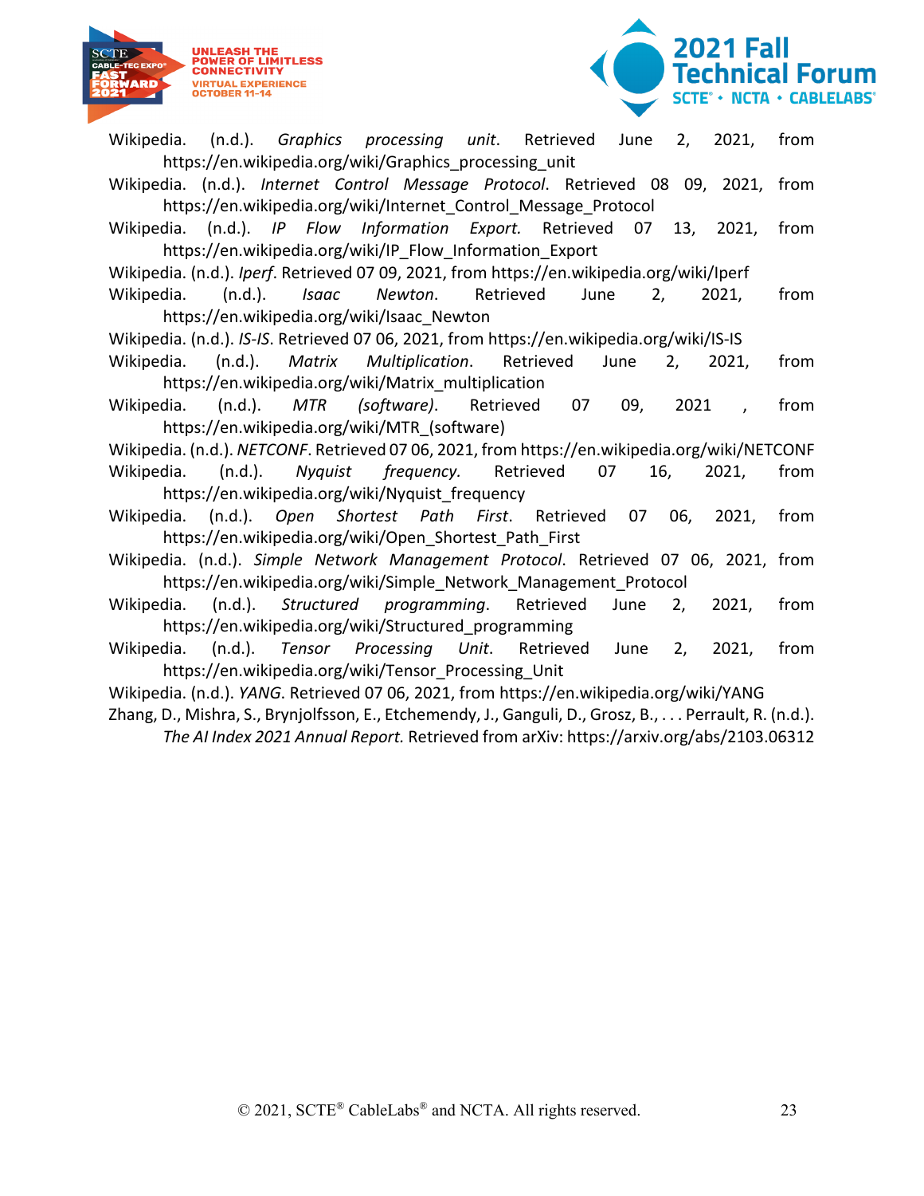Wikipedia. (n.d.). *Graphics processing unit*. Retrieved June 2, 2021, from https://en.wikipedia.org/wiki/Graphics_processing_unit

Wikipedia. (n.d.). *Internet Control Message Protocol*. Retrieved 08 09, 2021, from https://en.wikipedia.org/wiki/Internet_Control_Message_Protocol

Wikipedia. (n.d.). *IP Flow Information Export.* Retrieved 07 13, 2021, from https://en.wikipedia.org/wiki/IP_Flow_Information_Export

Wikipedia. (n.d.). *Iperf*. Retrieved 07 09, 2021, from https://en.wikipedia.org/wiki/Iperf

Wikipedia. (n.d.). *Isaac Newton*. Retrieved June 2, 2021, from https://en.wikipedia.org/wiki/Isaac_Newton

Wikipedia. (n.d.). *IS-IS*. Retrieved 07 06, 2021, from https://en.wikipedia.org/wiki/IS-IS

Wikipedia. (n.d.). *Matrix Multiplication*. Retrieved June 2, 2021, from https://en.wikipedia.org/wiki/Matrix_multiplication

Wikipedia. (n.d.). *MTR (software)*. Retrieved 07 09, 2021 , from https://en.wikipedia.org/wiki/MTR_(software)

Wikipedia. (n.d.). *NETCONF*. Retrieved 07 06, 2021, from https://en.wikipedia.org/wiki/NETCONF

Wikipedia. (n.d.). *Nyquist frequency.* Retrieved 07 16, 2021, from https://en.wikipedia.org/wiki/Nyquist_frequency

Wikipedia. (n.d.). *Open Shortest Path First*. Retrieved 07 06, 2021, from https://en.wikipedia.org/wiki/Open_Shortest_Path_First

Wikipedia. (n.d.). *Simple Network Management Protocol*. Retrieved 07 06, 2021, from https://en.wikipedia.org/wiki/Simple_Network_Management_Protocol

Wikipedia. (n.d.). *Structured programming*. Retrieved June 2, 2021, from https://en.wikipedia.org/wiki/Structured_programming

Wikipedia. (n.d.). *Tensor Processing Unit*. Retrieved June 2, 2021, from https://en.wikipedia.org/wiki/Tensor_Processing_Unit

Wikipedia. (n.d.). *YANG*. Retrieved 07 06, 2021, from https://en.wikipedia.org/wiki/YANG

Zhang, D., Mishra, S., Brynjolfsson, E., Etchemendy, J., Ganguli, D., Grosz, B., . . . Perrault, R. (n.d.). *The AI Index 2021 Annual Report.* Retrieved from arXiv: https://arxiv.org/abs/2103.06312